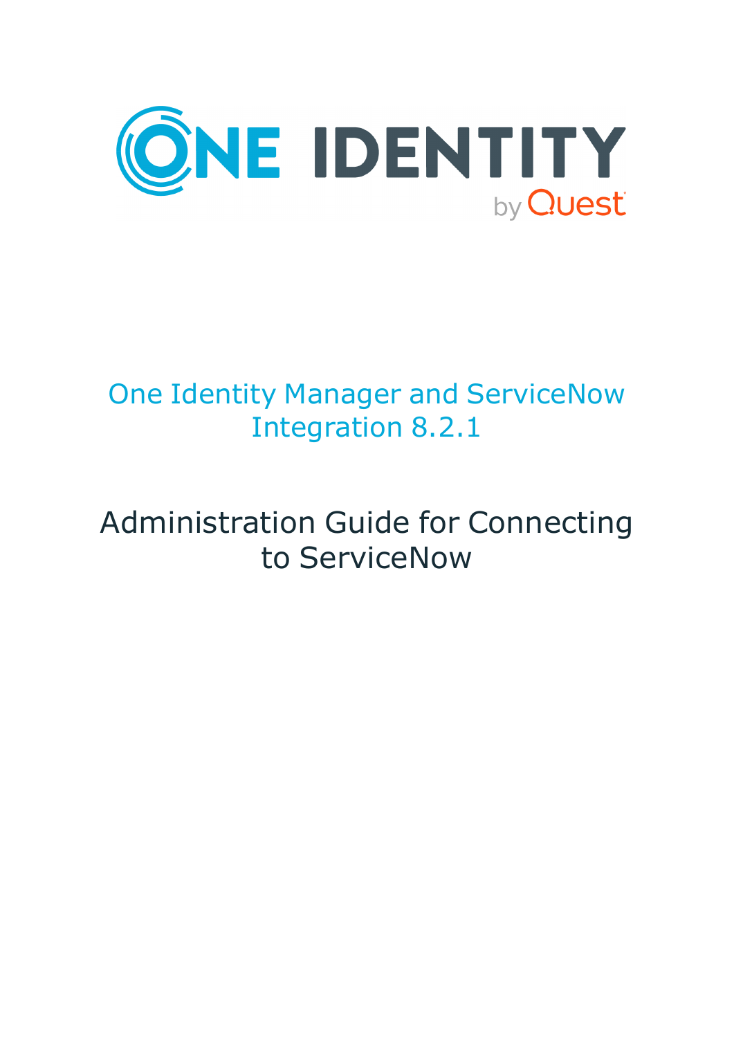# One Identity Manager and ServiceNow Integration 8.2.1

## Administration Guide for Connecting to ServiceNow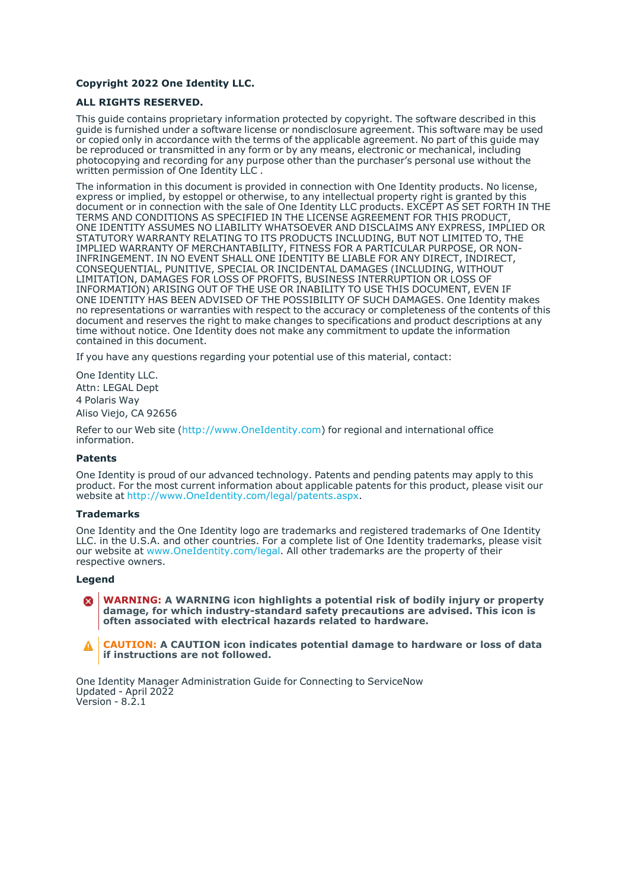**Copyright 2022 One Identity LLC.**

**ALL RIGHTS RESERVED.**

This guide contains proprietary information protected by copyright. The software described in this guide is furnished under a software license or nondisclosure agreement. This software may be used or copied only in accordance with the terms of the applicable agreement. No part of this guide may be reproduced or transmitted in any form or by any means, electronic or mechanical, including photocopying and recording for any purpose other than the purchaser's personal use without the written permission of One Identity LLC .

The information in this document is provided in connection with One Identity products. No license, express or implied, by estoppel or otherwise, to any intellectual property right is granted by this document or in connection with the sale of One Identity LLC products. EXCEPT AS SET FORTH IN THE TERMS AND CONDITIONS AS SPECIFIED IN THE LICENSE AGREEMENT FOR THIS PRODUCT, ONE IDENTITY ASSUMES NO LIABILITY WHATSOEVER AND DISCLAIMS ANY EXPRESS, IMPLIED OR STATUTORY WARRANTY RELATING TO ITS PRODUCTS INCLUDING, BUT NOT LIMITED TO, THE IMPLIED WARRANTY OF MERCHANTABILITY, FITNESS FOR A PARTICULAR PURPOSE, OR NON-INFRINGEMENT. IN NO EVENT SHALL ONE IDENTITY BE LIABLE FOR ANY DIRECT, INDIRECT, CONSEQUENTIAL, PUNITIVE, SPECIAL OR INCIDENTAL DAMAGES (INCLUDING, WITHOUT LIMITATION, DAMAGES FOR LOSS OF PROFITS, BUSINESS INTERRUPTION OR LOSS OF INFORMATION) ARISING OUT OF THE USE OR INABILITY TO USE THIS DOCUMENT, EVEN IF ONE IDENTITY HAS BEEN ADVISED OF THE POSSIBILITY OF SUCH DAMAGES. One Identity makes no representations or warranties with respect to the accuracy or completeness of the contents of this document and reserves the right to make changes to specifications and product descriptions at any time without notice. One Identity does not make any commitment to update the information contained in this document.

If you have any questions regarding your potential use of this material, contact:

One Identity LLC.
Attn: LEGAL Dept
4 Polaris Way
Aliso Viejo, CA 92656

Refer to our Web site (http://www.OneIdentity.com) for regional and international office information.

**Patents**

One Identity is proud of our advanced technology. Patents and pending patents may apply to this product. For the most current information about applicable patents for this product, please visit our website at http://www.OneIdentity.com/legal/patents.aspx.

**Trademarks**

One Identity and the One Identity logo are trademarks and registered trademarks of One Identity LLC. in the U.S.A. and other countries. For a complete list of One Identity trademarks, please visit our website at www.OneIdentity.com/legal. All other trademarks are the property of their respective owners.

**Legend**

**WARNING: A WARNING icon highlights a potential risk of bodily injury or property damage, for which industry-standard safety precautions are advised. This icon is often associated with electrical hazards related to hardware.**

**CAUTION: A CAUTION icon indicates potential damage to hardware or loss of data if instructions are not followed.**

One Identity Manager Administration Guide for Connecting to ServiceNow
Updated - April 2022
Version - 8.2.1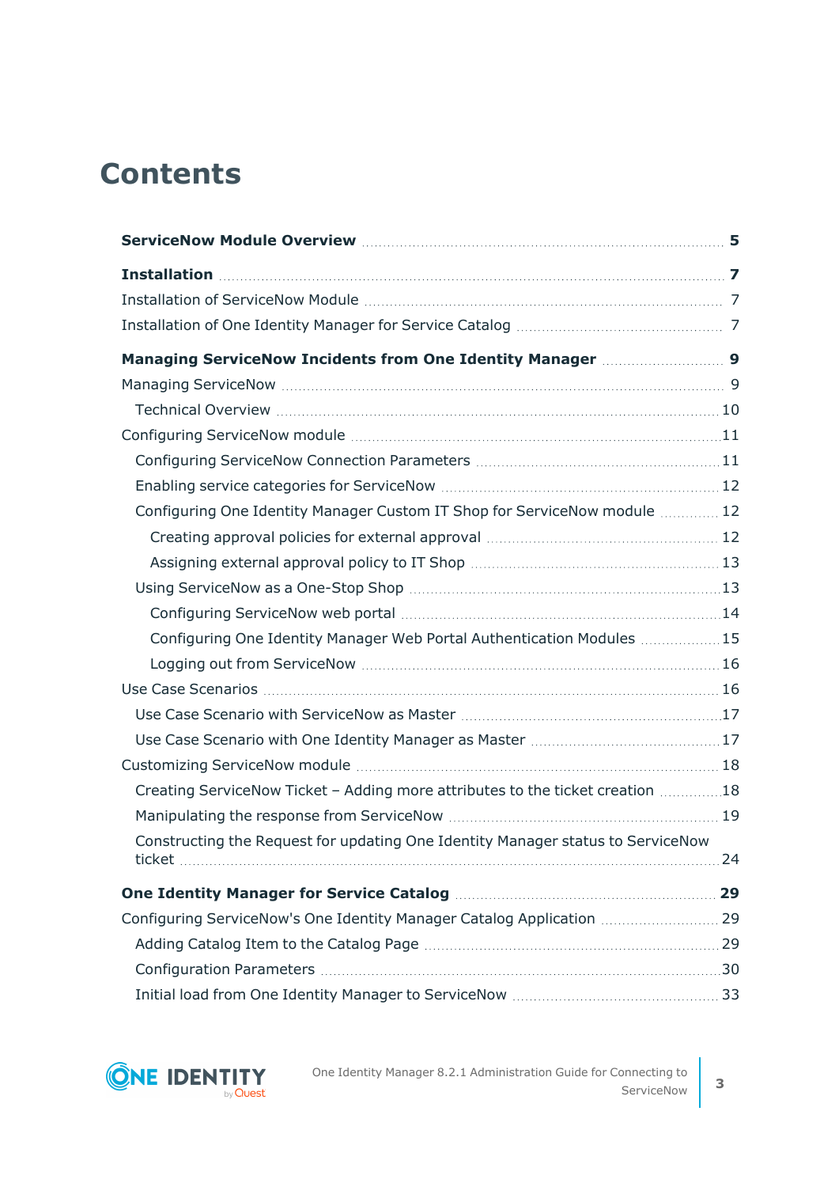# Contents

**ServiceNow Module Overview** 5

**Installation** 7

- Installation of ServiceNow Module 7
- Installation of One Identity Manager for Service Catalog 7

**Managing ServiceNow Incidents from One Identity Manager** 9

- Managing ServiceNow 9
  - Technical Overview 10
- Configuring ServiceNow module 11
  - Configuring ServiceNow Connection Parameters 11
  - Enabling service categories for ServiceNow 12
  - Configuring One Identity Manager Custom IT Shop for ServiceNow module 12
    - Creating approval policies for external approval 12
    - Assigning external approval policy to IT Shop 13
  - Using ServiceNow as a One-Stop Shop 13
    - Configuring ServiceNow web portal 14
    - Configuring One Identity Manager Web Portal Authentication Modules 15
    - Logging out from ServiceNow 16
- Use Case Scenarios 16
  - Use Case Scenario with ServiceNow as Master 17
  - Use Case Scenario with One Identity Manager as Master 17
- Customizing ServiceNow module 18
  - Creating ServiceNow Ticket – Adding more attributes to the ticket creation 18
  - Manipulating the response from ServiceNow 19
  - Constructing the Request for updating One Identity Manager status to ServiceNow ticket 24

**One Identity Manager for Service Catalog** 29

- Configuring ServiceNow's One Identity Manager Catalog Application 29
  - Adding Catalog Item to the Catalog Page 29
  - Configuration Parameters 30
  - Initial load from One Identity Manager to ServiceNow 33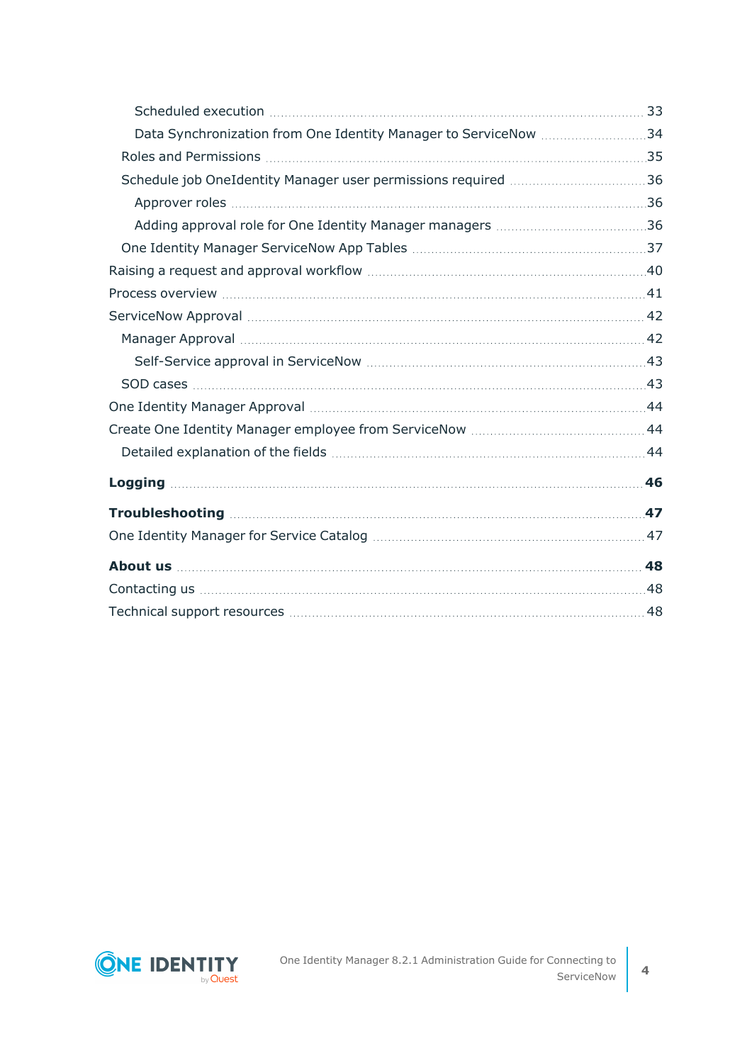Scheduled execution 33

Data Synchronization from One Identity Manager to ServiceNow 34

Roles and Permissions 35

Schedule job OneIdentity Manager user permissions required 36

Approver roles 36

Adding approval role for One Identity Manager managers 36

One Identity Manager ServiceNow App Tables 37

Raising a request and approval workflow 40

Process overview 41

ServiceNow Approval 42

Manager Approval 42

Self-Service approval in ServiceNow 43

SOD cases 43

One Identity Manager Approval 44

Create One Identity Manager employee from ServiceNow 44

Detailed explanation of the fields 44

**Logging** 46

**Troubleshooting** 47

One Identity Manager for Service Catalog 47

**About us** 48

Contacting us 48

Technical support resources 48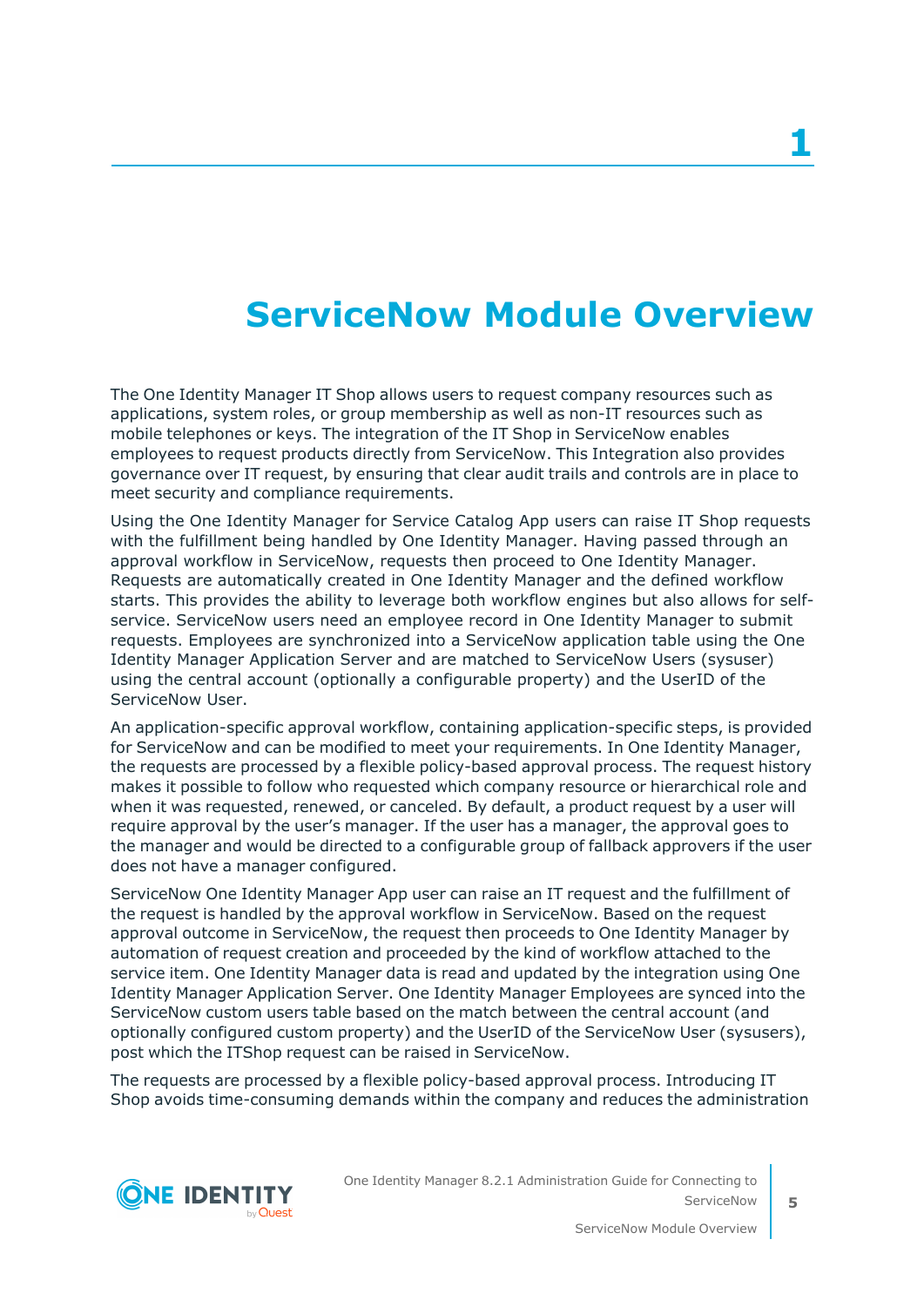# 1

# ServiceNow Module Overview

The One Identity Manager IT Shop allows users to request company resources such as applications, system roles, or group membership as well as non-IT resources such as mobile telephones or keys. The integration of the IT Shop in ServiceNow enables employees to request products directly from ServiceNow. This Integration also provides governance over IT request, by ensuring that clear audit trails and controls are in place to meet security and compliance requirements.

Using the One Identity Manager for Service Catalog App users can raise IT Shop requests with the fulfillment being handled by One Identity Manager. Having passed through an approval workflow in ServiceNow, requests then proceed to One Identity Manager. Requests are automatically created in One Identity Manager and the defined workflow starts. This provides the ability to leverage both workflow engines but also allows for self-service. ServiceNow users need an employee record in One Identity Manager to submit requests. Employees are synchronized into a ServiceNow application table using the One Identity Manager Application Server and are matched to ServiceNow Users (sysuser) using the central account (optionally a configurable property) and the UserID of the ServiceNow User.

An application-specific approval workflow, containing application-specific steps, is provided for ServiceNow and can be modified to meet your requirements. In One Identity Manager, the requests are processed by a flexible policy-based approval process. The request history makes it possible to follow who requested which company resource or hierarchical role and when it was requested, renewed, or canceled. By default, a product request by a user will require approval by the user's manager. If the user has a manager, the approval goes to the manager and would be directed to a configurable group of fallback approvers if the user does not have a manager configured.

ServiceNow One Identity Manager App user can raise an IT request and the fulfillment of the request is handled by the approval workflow in ServiceNow. Based on the request approval outcome in ServiceNow, the request then proceeds to One Identity Manager by automation of request creation and proceeded by the kind of workflow attached to the service item. One Identity Manager data is read and updated by the integration using One Identity Manager Application Server. One Identity Manager Employees are synced into the ServiceNow custom users table based on the match between the central account (and optionally configured custom property) and the UserID of the ServiceNow User (sysusers), post which the ITShop request can be raised in ServiceNow.

The requests are processed by a flexible policy-based approval process. Introducing IT Shop avoids time-consuming demands within the company and reduces the administration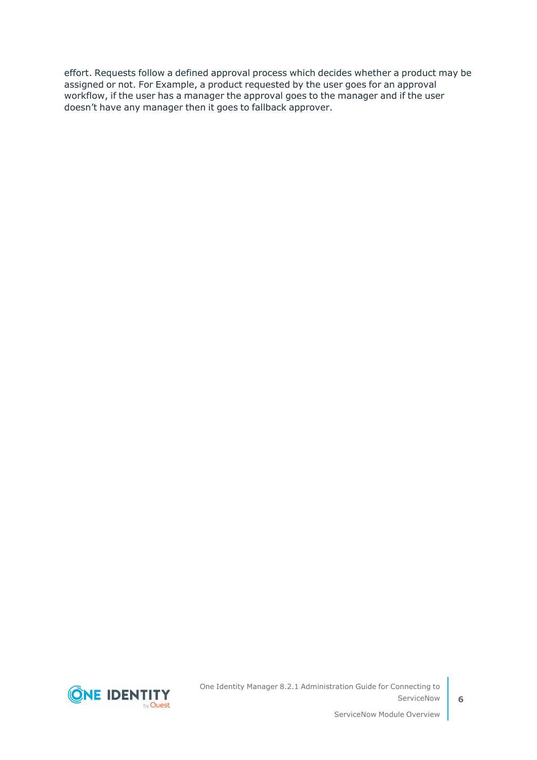effort. Requests follow a defined approval process which decides whether a product may be assigned or not. For Example, a product requested by the user goes for an approval workflow, if the user has a manager the approval goes to the manager and if the user doesn’t have any manager then it goes to fallback approver.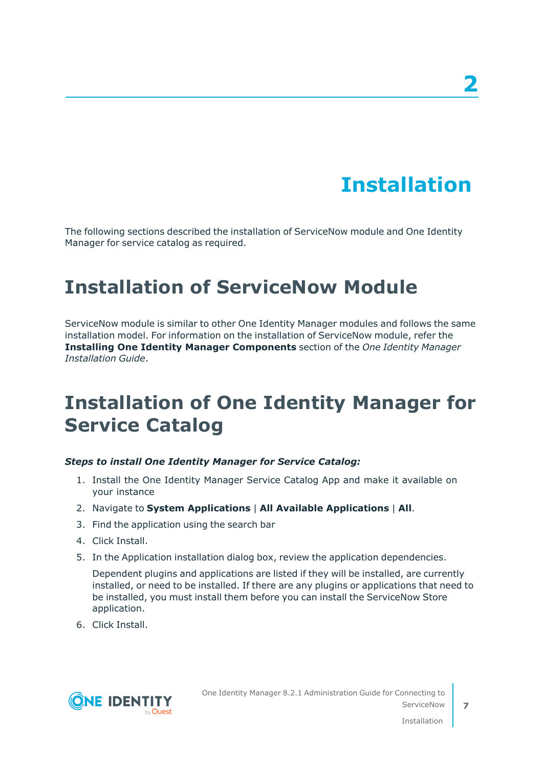# 2 Installation

The following sections described the installation of ServiceNow module and One Identity Manager for service catalog as required.

## Installation of ServiceNow Module

ServiceNow module is similar to other One Identity Manager modules and follows the same installation model. For information on the installation of ServiceNow module, refer the **Installing One Identity Manager Components** section of the *One Identity Manager Installation Guide*.

## Installation of One Identity Manager for Service Catalog

***Steps to install One Identity Manager for Service Catalog:***

1. Install the One Identity Manager Service Catalog App and make it available on your instance
2. Navigate to **System Applications** | **All Available Applications** | **All**.
3. Find the application using the search bar
4. Click Install.
5. In the Application installation dialog box, review the application dependencies.

   Dependent plugins and applications are listed if they will be installed, are currently installed, or need to be installed. If there are any plugins or applications that need to be installed, you must install them before you can install the ServiceNow Store application.
6. Click Install.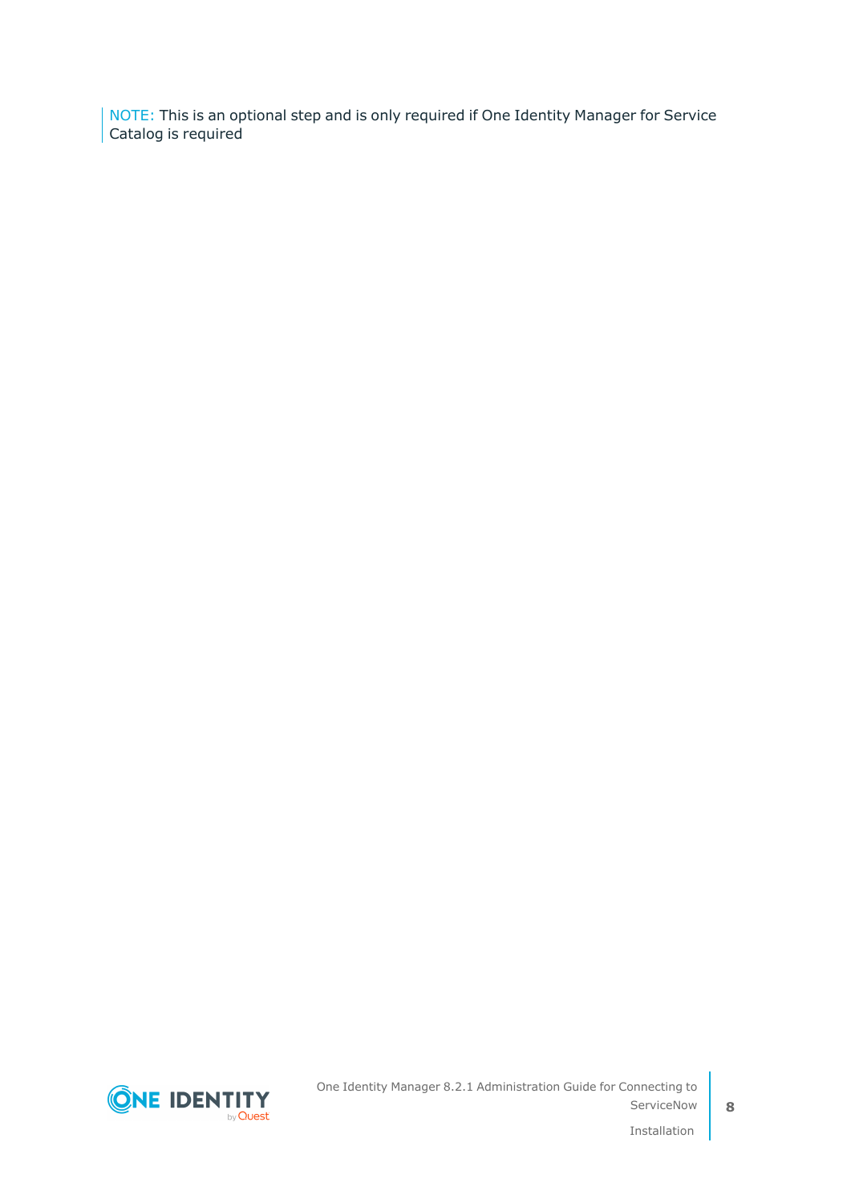NOTE: This is an optional step and is only required if One Identity Manager for Service Catalog is required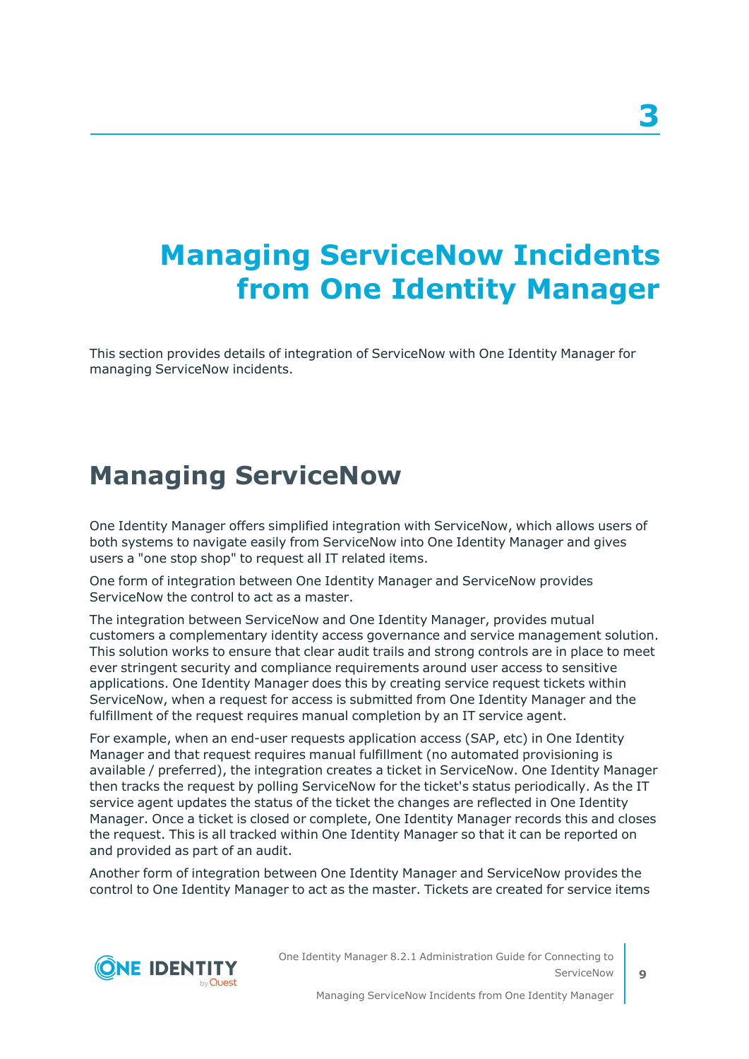# 3

# Managing ServiceNow Incidents from One Identity Manager

This section provides details of integration of ServiceNow with One Identity Manager for managing ServiceNow incidents.

## Managing ServiceNow

One Identity Manager offers simplified integration with ServiceNow, which allows users of both systems to navigate easily from ServiceNow into One Identity Manager and gives users a "one stop shop" to request all IT related items.

One form of integration between One Identity Manager and ServiceNow provides ServiceNow the control to act as a master.

The integration between ServiceNow and One Identity Manager, provides mutual customers a complementary identity access governance and service management solution. This solution works to ensure that clear audit trails and strong controls are in place to meet ever stringent security and compliance requirements around user access to sensitive applications. One Identity Manager does this by creating service request tickets within ServiceNow, when a request for access is submitted from One Identity Manager and the fulfillment of the request requires manual completion by an IT service agent.

For example, when an end-user requests application access (SAP, etc) in One Identity Manager and that request requires manual fulfillment (no automated provisioning is available / preferred), the integration creates a ticket in ServiceNow. One Identity Manager then tracks the request by polling ServiceNow for the ticket's status periodically. As the IT service agent updates the status of the ticket the changes are reflected in One Identity Manager. Once a ticket is closed or complete, One Identity Manager records this and closes the request. This is all tracked within One Identity Manager so that it can be reported on and provided as part of an audit.

Another form of integration between One Identity Manager and ServiceNow provides the control to One Identity Manager to act as the master. Tickets are created for service items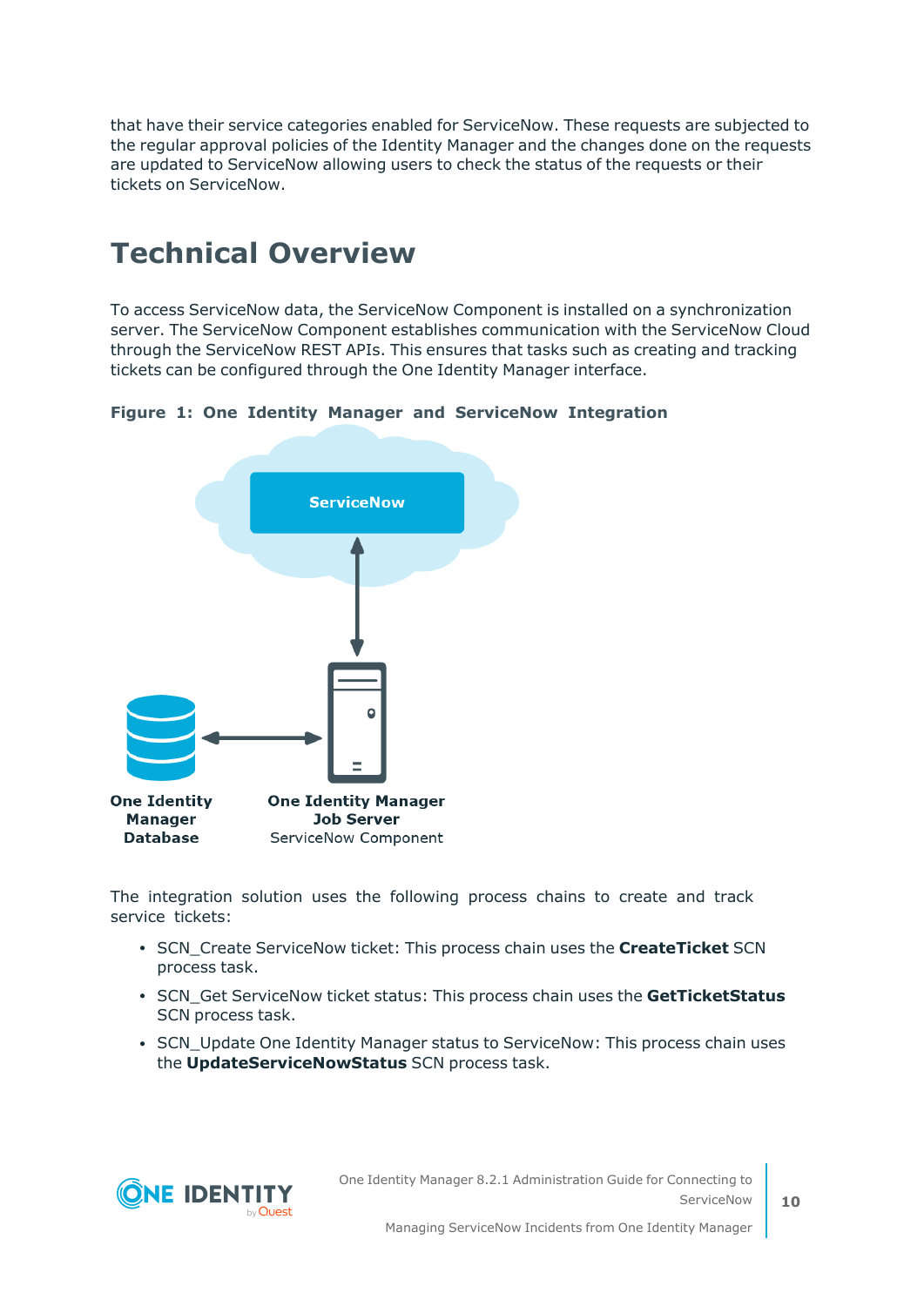that have their service categories enabled for ServiceNow. These requests are subjected to the regular approval policies of the Identity Manager and the changes done on the requests are updated to ServiceNow allowing users to check the status of the requests or their tickets on ServiceNow.

# Technical Overview

To access ServiceNow data, the ServiceNow Component is installed on a synchronization server. The ServiceNow Component establishes communication with the ServiceNow Cloud through the ServiceNow REST APIs. This ensures that tasks such as creating and tracking tickets can be configured through the One Identity Manager interface.

**Figure 1: One Identity Manager and ServiceNow Integration**

ServiceNow

**One Identity Manager Database**

**One Identity Manager Job Server**
ServiceNow Component

The integration solution uses the following process chains to create and track service tickets:

- SCN_Create ServiceNow ticket: This process chain uses the **CreateTicket** SCN process task.
- SCN_Get ServiceNow ticket status: This process chain uses the **GetTicketStatus** SCN process task.
- SCN_Update One Identity Manager status to ServiceNow: This process chain uses the **UpdateServiceNowStatus** SCN process task.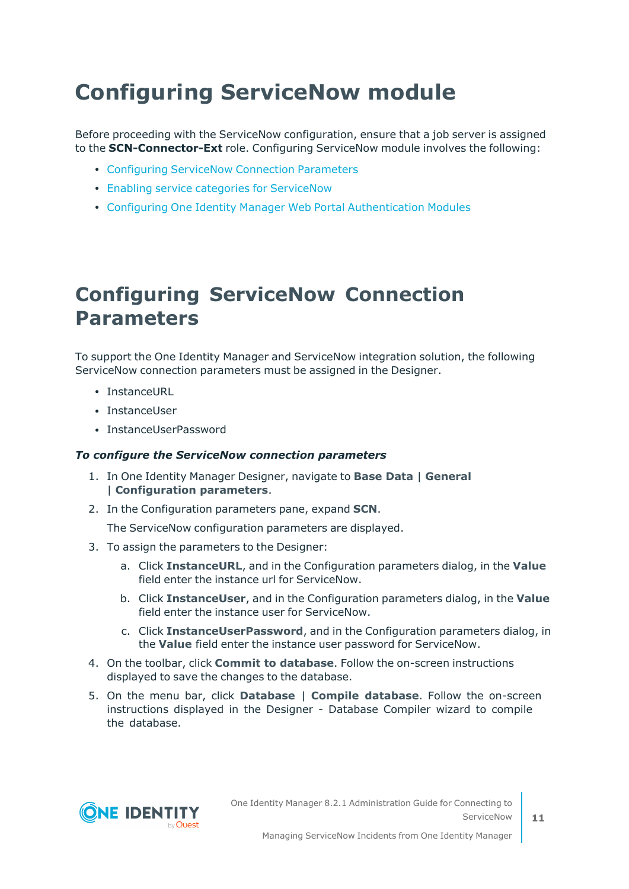# Configuring ServiceNow module

Before proceeding with the ServiceNow configuration, ensure that a job server is assigned to the **SCN-Connector-Ext** role. Configuring ServiceNow module involves the following:

- Configuring ServiceNow Connection Parameters
- Enabling service categories for ServiceNow
- Configuring One Identity Manager Web Portal Authentication Modules

# Configuring ServiceNow Connection Parameters

To support the One Identity Manager and ServiceNow integration solution, the following ServiceNow connection parameters must be assigned in the Designer.

- InstanceURL
- InstanceUser
- InstanceUserPassword

***To configure the ServiceNow connection parameters***

1. In One Identity Manager Designer, navigate to **Base Data** | **General** | **Configuration parameters**.
2. In the Configuration parameters pane, expand **SCN**.

   The ServiceNow configuration parameters are displayed.
3. To assign the parameters to the Designer:
   a. Click **InstanceURL**, and in the Configuration parameters dialog, in the **Value** field enter the instance url for ServiceNow.
   b. Click **InstanceUser**, and in the Configuration parameters dialog, in the **Value** field enter the instance user for ServiceNow.
   c. Click **InstanceUserPassword**, and in the Configuration parameters dialog, in the **Value** field enter the instance user password for ServiceNow.
4. On the toolbar, click **Commit to database**. Follow the on-screen instructions displayed to save the changes to the database.
5. On the menu bar, click **Database** | **Compile database**. Follow the on-screen instructions displayed in the Designer - Database Compiler wizard to compile the database.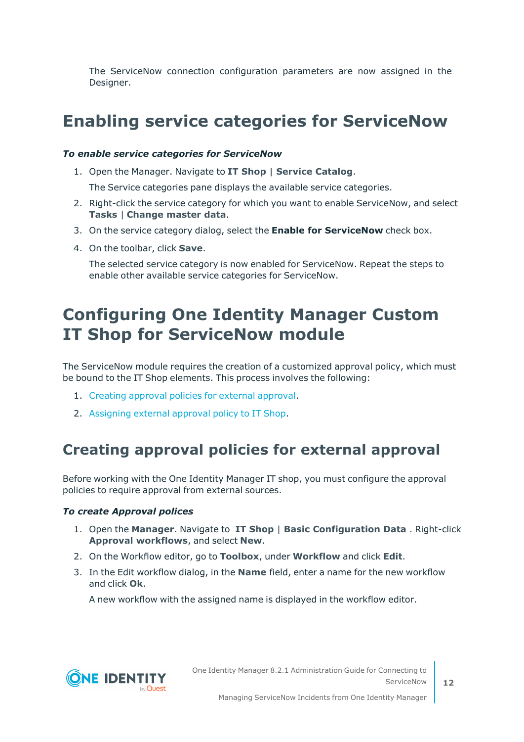The ServiceNow connection configuration parameters are now assigned in the Designer.

# Enabling service categories for ServiceNow

***To enable service categories for ServiceNow***

1. Open the Manager. Navigate to **IT Shop** | **Service Catalog**.

   The Service categories pane displays the available service categories.

2. Right-click the service category for which you want to enable ServiceNow, and select **Tasks** | **Change master data**.

3. On the service category dialog, select the **Enable for ServiceNow** check box.

4. On the toolbar, click **Save**.

   The selected service category is now enabled for ServiceNow. Repeat the steps to enable other available service categories for ServiceNow.

# Configuring One Identity Manager Custom IT Shop for ServiceNow module

The ServiceNow module requires the creation of a customized approval policy, which must be bound to the IT Shop elements. This process involves the following:

1. Creating approval policies for external approval.
2. Assigning external approval policy to IT Shop.

## Creating approval policies for external approval

Before working with the One Identity Manager IT shop, you must configure the approval policies to require approval from external sources.

***To create Approval polices***

1. Open the **Manager**. Navigate to **IT Shop** | **Basic Configuration Data** . Right-click **Approval workflows**, and select **New**.

2. On the Workflow editor, go to **Toolbox**, under **Workflow** and click **Edit**.

3. In the Edit workflow dialog, in the **Name** field, enter a name for the new workflow and click **Ok**.

   A new workflow with the assigned name is displayed in the workflow editor.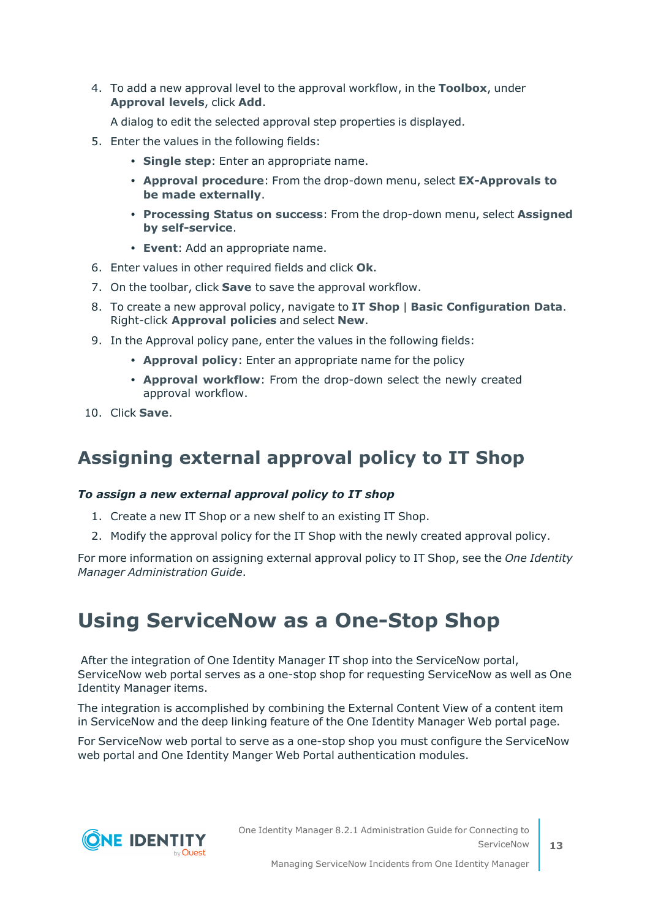4. To add a new approval level to the approval workflow, in the **Toolbox**, under **Approval levels**, click **Add**.

   A dialog to edit the selected approval step properties is displayed.

5. Enter the values in the following fields:
   - **Single step**: Enter an appropriate name.
   - **Approval procedure**: From the drop-down menu, select **EX-Approvals to be made externally**.
   - **Processing Status on success**: From the drop-down menu, select **Assigned by self-service**.
   - **Event**: Add an appropriate name.
6. Enter values in other required fields and click **Ok**.
7. On the toolbar, click **Save** to save the approval workflow.
8. To create a new approval policy, navigate to **IT Shop** | **Basic Configuration Data**. Right-click **Approval policies** and select **New**.
9. In the Approval policy pane, enter the values in the following fields:
   - **Approval policy**: Enter an appropriate name for the policy
   - **Approval workflow**: From the drop-down select the newly created approval workflow.
10. Click **Save**.

## Assigning external approval policy to IT Shop

***To assign a new external approval policy to IT shop***

1. Create a new IT Shop or a new shelf to an existing IT Shop.
2. Modify the approval policy for the IT Shop with the newly created approval policy.

For more information on assigning external approval policy to IT Shop, see the *One Identity Manager Administration Guide*.

# Using ServiceNow as a One-Stop Shop

After the integration of One Identity Manager IT shop into the ServiceNow portal, ServiceNow web portal serves as a one-stop shop for requesting ServiceNow as well as One Identity Manager items.

The integration is accomplished by combining the External Content View of a content item in ServiceNow and the deep linking feature of the One Identity Manager Web portal page.

For ServiceNow web portal to serve as a one-stop shop you must configure the ServiceNow web portal and One Identity Manger Web Portal authentication modules.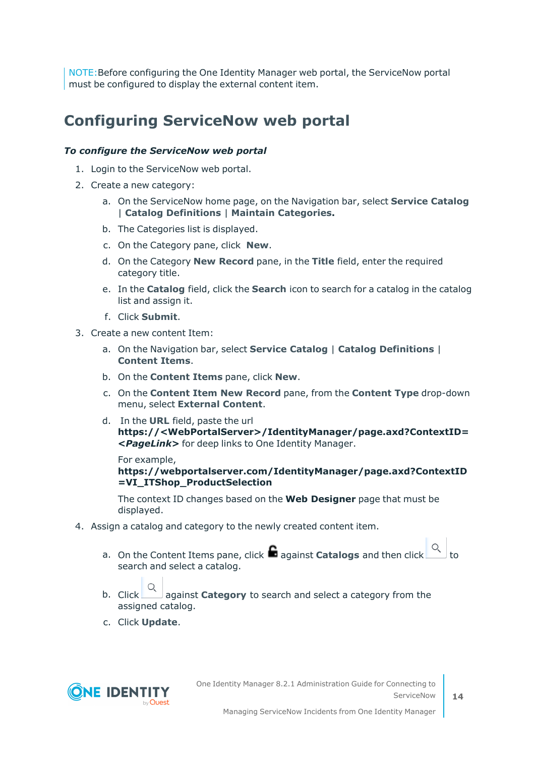NOTE:Before configuring the One Identity Manager web portal, the ServiceNow portal must be configured to display the external content item.

## Configuring ServiceNow web portal

***To configure the ServiceNow web portal***

1. Login to the ServiceNow web portal.
2. Create a new category:
   a. On the ServiceNow home page, on the Navigation bar, select **Service Catalog** | **Catalog Definitions** | **Maintain Categories.**
   b. The Categories list is displayed.
   c. On the Category pane, click **New**.
   d. On the Category **New Record** pane, in the **Title** field, enter the required category title.
   e. In the **Catalog** field, click the **Search** icon to search for a catalog in the catalog list and assign it.
   f. Click **Submit**.
3. Create a new content Item:
   a. On the Navigation bar, select **Service Catalog** | **Catalog Definitions** | **Content Items**.
   b. On the **Content Items** pane, click **New**.
   c. On the **Content Item New Record** pane, from the **Content Type** drop-down menu, select **External Content**.
   d. In the **URL** field, paste the url **https://<WebPortalServer>/IdentityManager/page.axd?ContextID=*<PageLink>*** for deep links to One Identity Manager.

      For example, **https://webportalserver.com/IdentityManager/page.axd?ContextID=VI_ITShop_ProductSelection**

      The context ID changes based on the **Web Designer** page that must be displayed.
4. Assign a catalog and category to the newly created content item.
   a. On the Content Items pane, click against **Catalogs** and then click to search and select a catalog.
   b. Click against **Category** to search and select a category from the assigned catalog.
   c. Click **Update**.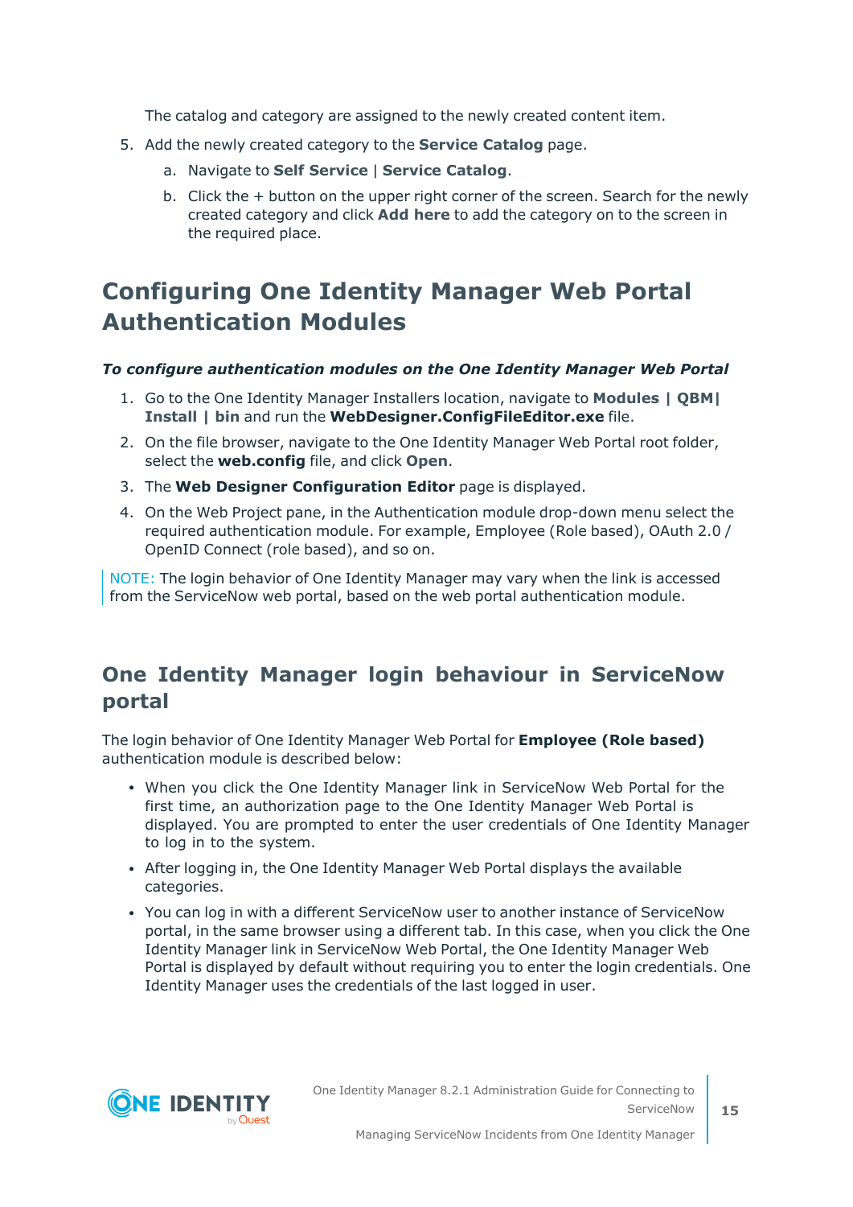The catalog and category are assigned to the newly created content item.

5. Add the newly created category to the **Service Catalog** page.

   a. Navigate to **Self Service** | **Service Catalog**.

   b. Click the + button on the upper right corner of the screen. Search for the newly created category and click **Add here** to add the category on to the screen in the required place.

## Configuring One Identity Manager Web Portal Authentication Modules

***To configure authentication modules on the One Identity Manager Web Portal***

1. Go to the One Identity Manager Installers location, navigate to **Modules | QBM| Install | bin** and run the **WebDesigner.ConfigFileEditor.exe** file.
2. On the file browser, navigate to the One Identity Manager Web Portal root folder, select the **web.config** file, and click **Open**.
3. The **Web Designer Configuration Editor** page is displayed.
4. On the Web Project pane, in the Authentication module drop-down menu select the required authentication module. For example, Employee (Role based), OAuth 2.0 / OpenID Connect (role based), and so on.

NOTE: The login behavior of One Identity Manager may vary when the link is accessed from the ServiceNow web portal, based on the web portal authentication module.

### One Identity Manager login behaviour in ServiceNow portal

The login behavior of One Identity Manager Web Portal for **Employee (Role based)** authentication module is described below:

- When you click the One Identity Manager link in ServiceNow Web Portal for the first time, an authorization page to the One Identity Manager Web Portal is displayed. You are prompted to enter the user credentials of One Identity Manager to log in to the system.
- After logging in, the One Identity Manager Web Portal displays the available categories.
- You can log in with a different ServiceNow user to another instance of ServiceNow portal, in the same browser using a different tab. In this case, when you click the One Identity Manager link in ServiceNow Web Portal, the One Identity Manager Web Portal is displayed by default without requiring you to enter the login credentials. One Identity Manager uses the credentials of the last logged in user.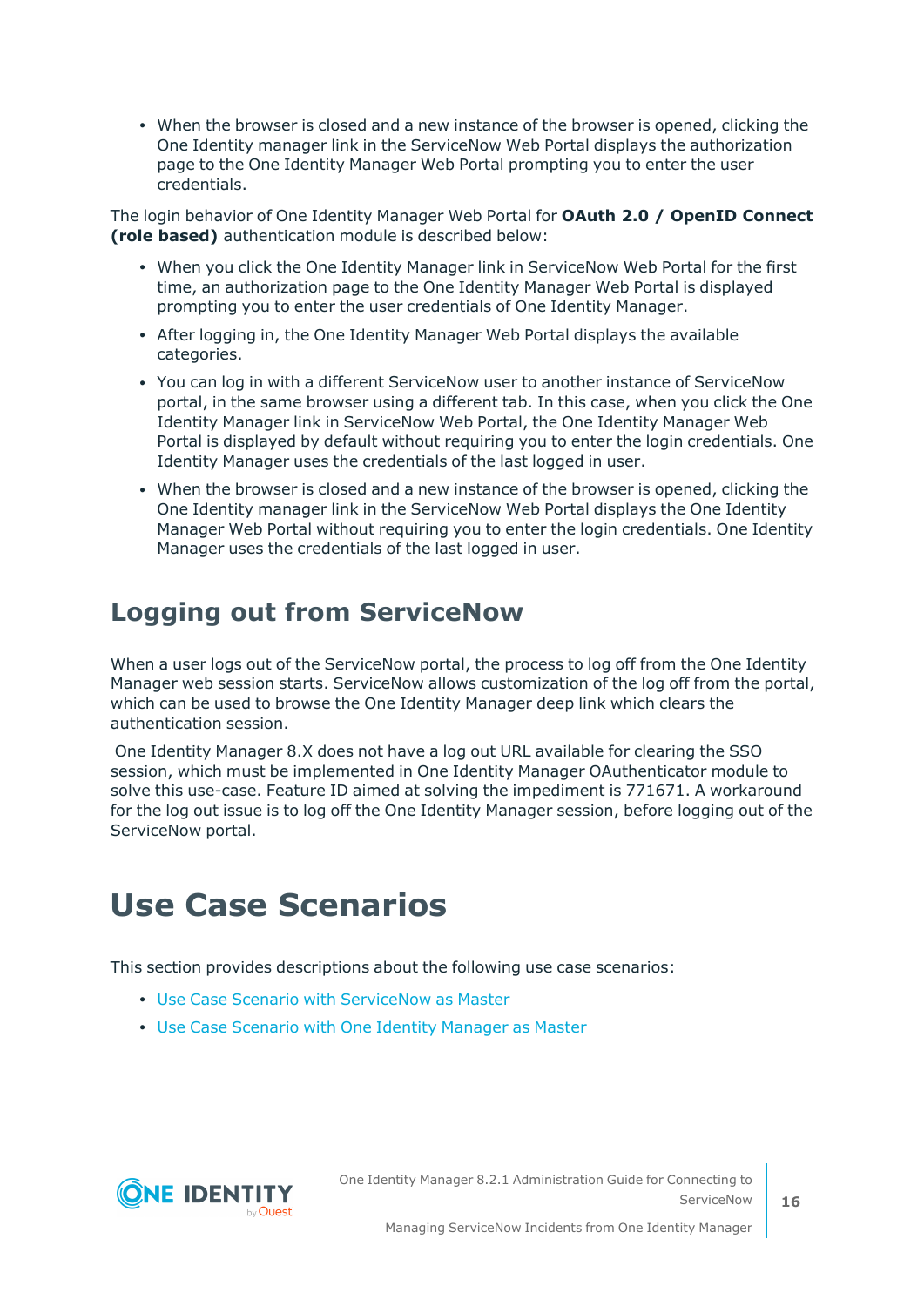- When the browser is closed and a new instance of the browser is opened, clicking the One Identity manager link in the ServiceNow Web Portal displays the authorization page to the One Identity Manager Web Portal prompting you to enter the user credentials.

The login behavior of One Identity Manager Web Portal for **OAuth 2.0 / OpenID Connect (role based)** authentication module is described below:

- When you click the One Identity Manager link in ServiceNow Web Portal for the first time, an authorization page to the One Identity Manager Web Portal is displayed prompting you to enter the user credentials of One Identity Manager.
- After logging in, the One Identity Manager Web Portal displays the available categories.
- You can log in with a different ServiceNow user to another instance of ServiceNow portal, in the same browser using a different tab. In this case, when you click the One Identity Manager link in ServiceNow Web Portal, the One Identity Manager Web Portal is displayed by default without requiring you to enter the login credentials. One Identity Manager uses the credentials of the last logged in user.
- When the browser is closed and a new instance of the browser is opened, clicking the One Identity manager link in the ServiceNow Web Portal displays the One Identity Manager Web Portal without requiring you to enter the login credentials. One Identity Manager uses the credentials of the last logged in user.

## Logging out from ServiceNow

When a user logs out of the ServiceNow portal, the process to log off from the One Identity Manager web session starts. ServiceNow allows customization of the log off from the portal, which can be used to browse the One Identity Manager deep link which clears the authentication session.

One Identity Manager 8.X does not have a log out URL available for clearing the SSO session, which must be implemented in One Identity Manager OAuthenticator module to solve this use-case. Feature ID aimed at solving the impediment is 771671. A workaround for the log out issue is to log off the One Identity Manager session, before logging out of the ServiceNow portal.

# Use Case Scenarios

This section provides descriptions about the following use case scenarios:

- Use Case Scenario with ServiceNow as Master
- Use Case Scenario with One Identity Manager as Master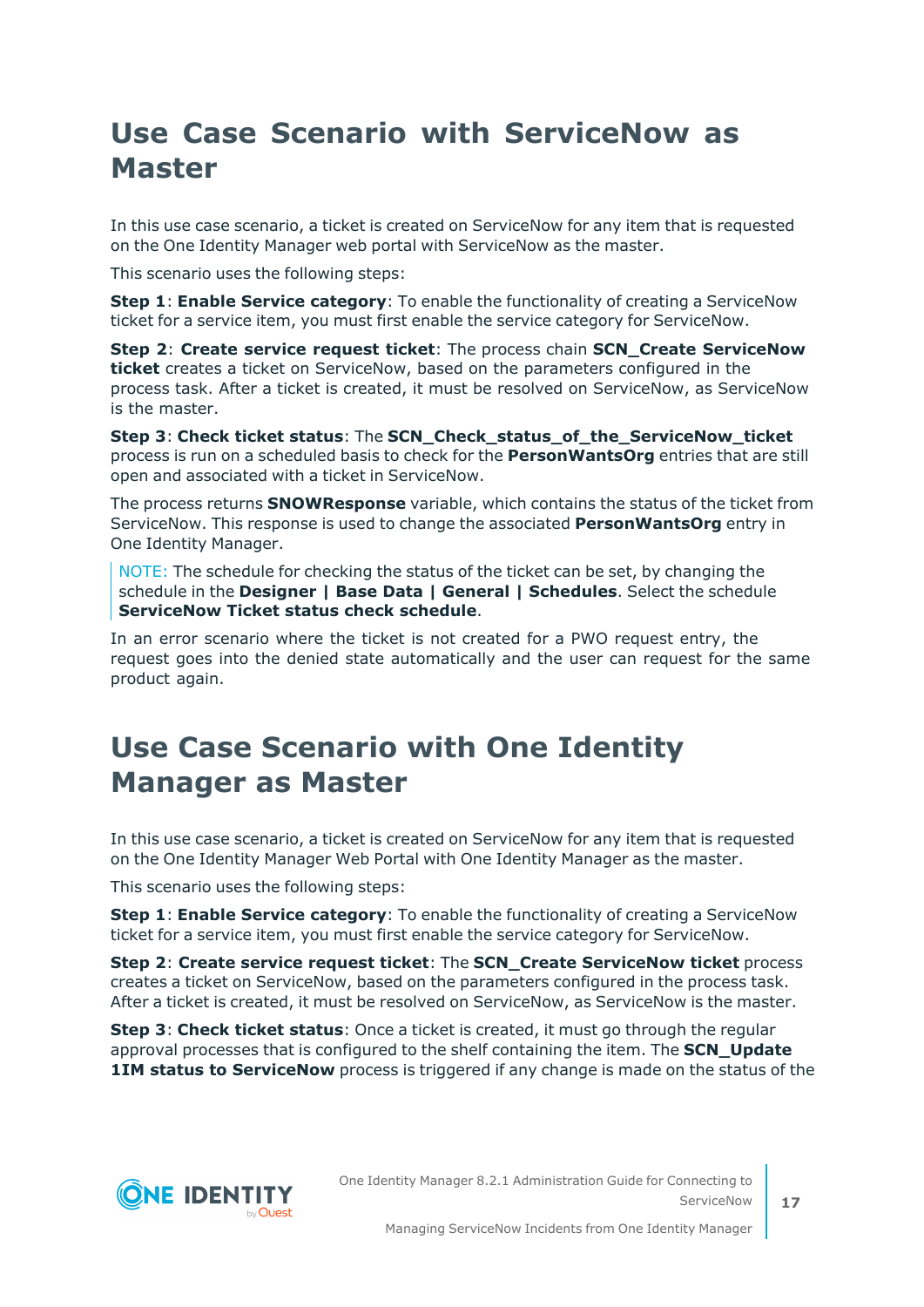# Use Case Scenario with ServiceNow as Master

In this use case scenario, a ticket is created on ServiceNow for any item that is requested on the One Identity Manager web portal with ServiceNow as the master.

This scenario uses the following steps:

**Step 1**: **Enable Service category**: To enable the functionality of creating a ServiceNow ticket for a service item, you must first enable the service category for ServiceNow.

**Step 2**: **Create service request ticket**: The process chain **SCN_Create ServiceNow ticket** creates a ticket on ServiceNow, based on the parameters configured in the process task. After a ticket is created, it must be resolved on ServiceNow, as ServiceNow is the master.

**Step 3**: **Check ticket status**: The **SCN_Check_status_of_the_ServiceNow_ticket** process is run on a scheduled basis to check for the **PersonWantsOrg** entries that are still open and associated with a ticket in ServiceNow.

The process returns **SNOWResponse** variable, which contains the status of the ticket from ServiceNow. This response is used to change the associated **PersonWantsOrg** entry in One Identity Manager.

> NOTE: The schedule for checking the status of the ticket can be set, by changing the schedule in the **Designer | Base Data | General | Schedules**. Select the schedule **ServiceNow Ticket status check schedule**.

In an error scenario where the ticket is not created for a PWO request entry, the request goes into the denied state automatically and the user can request for the same product again.

# Use Case Scenario with One Identity Manager as Master

In this use case scenario, a ticket is created on ServiceNow for any item that is requested on the One Identity Manager Web Portal with One Identity Manager as the master.

This scenario uses the following steps:

**Step 1**: **Enable Service category**: To enable the functionality of creating a ServiceNow ticket for a service item, you must first enable the service category for ServiceNow.

**Step 2**: **Create service request ticket**: The **SCN_Create ServiceNow ticket** process creates a ticket on ServiceNow, based on the parameters configured in the process task. After a ticket is created, it must be resolved on ServiceNow, as ServiceNow is the master.

**Step 3**: **Check ticket status**: Once a ticket is created, it must go through the regular approval processes that is configured to the shelf containing the item. The **SCN_Update 1IM status to ServiceNow** process is triggered if any change is made on the status of the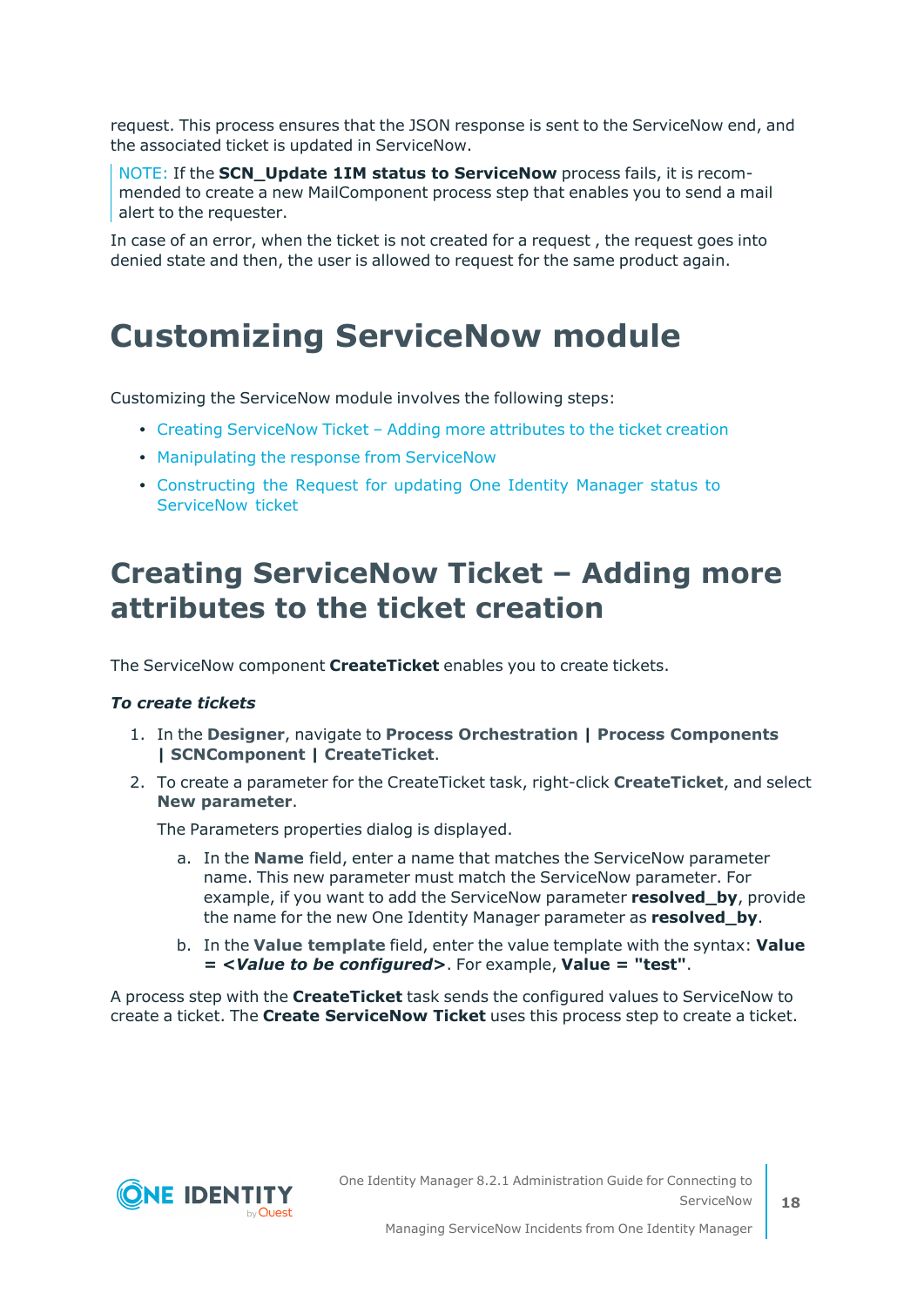request. This process ensures that the JSON response is sent to the ServiceNow end, and the associated ticket is updated in ServiceNow.

> NOTE: If the **SCN_Update 1IM status to ServiceNow** process fails, it is recommended to create a new MailComponent process step that enables you to send a mail alert to the requester.

In case of an error, when the ticket is not created for a request , the request goes into denied state and then, the user is allowed to request for the same product again.

# Customizing ServiceNow module

Customizing the ServiceNow module involves the following steps:

- Creating ServiceNow Ticket – Adding more attributes to the ticket creation
- Manipulating the response from ServiceNow
- Constructing the Request for updating One Identity Manager status to ServiceNow ticket

## Creating ServiceNow Ticket – Adding more attributes to the ticket creation

The ServiceNow component **CreateTicket** enables you to create tickets.

***To create tickets***

1. In the **Designer**, navigate to **Process Orchestration | Process Components | SCNComponent | CreateTicket**.
2. To create a parameter for the CreateTicket task, right-click **CreateTicket**, and select **New parameter**.

   The Parameters properties dialog is displayed.

   a. In the **Name** field, enter a name that matches the ServiceNow parameter name. This new parameter must match the ServiceNow parameter. For example, if you want to add the ServiceNow parameter **resolved_by**, provide the name for the new One Identity Manager parameter as **resolved_by**.

   b. In the **Value template** field, enter the value template with the syntax: **Value = <*Value to be configured*>**. For example, **Value = "test"**.

A process step with the **CreateTicket** task sends the configured values to ServiceNow to create a ticket. The **Create ServiceNow Ticket** uses this process step to create a ticket.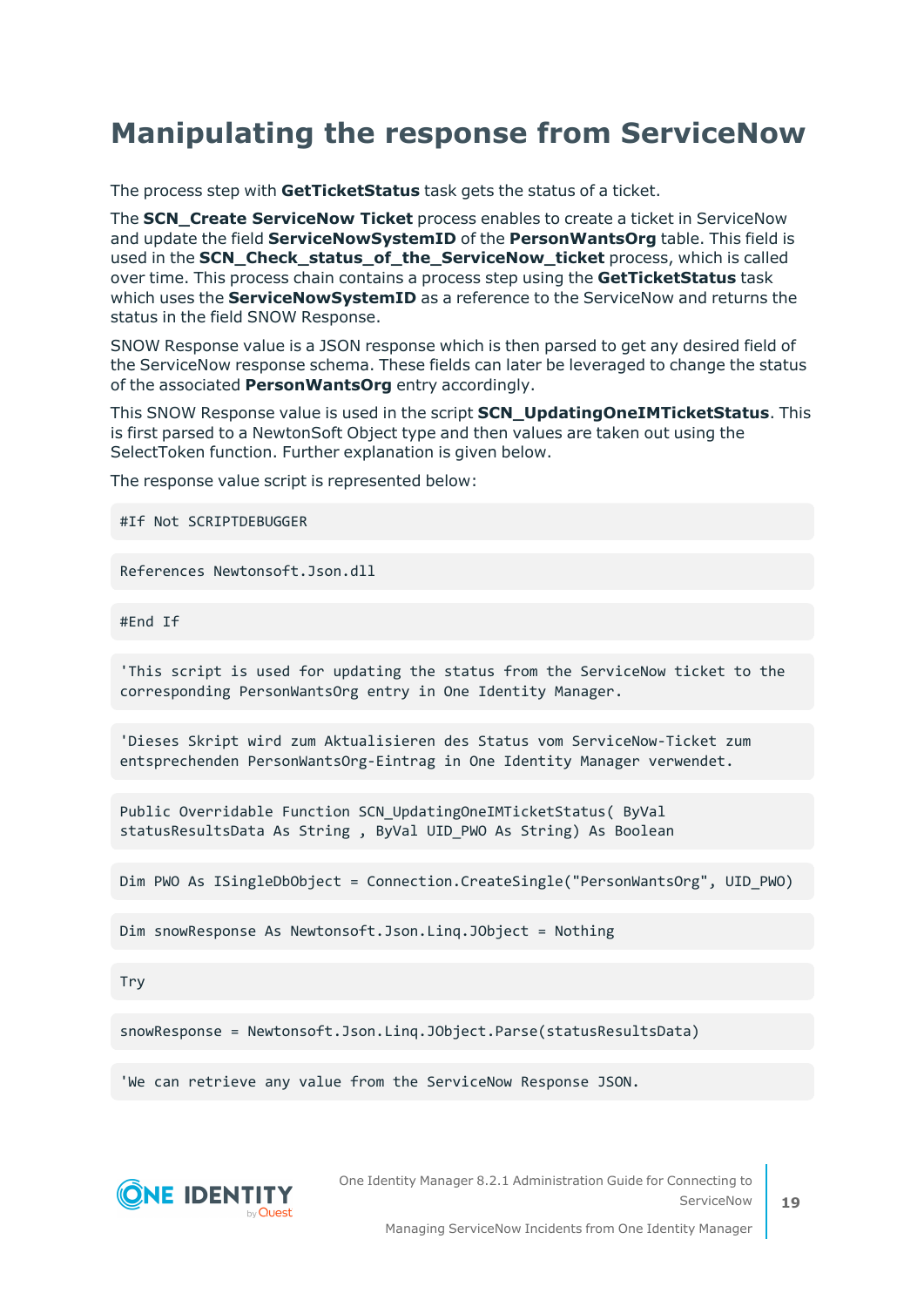# Manipulating the response from ServiceNow

The process step with **GetTicketStatus** task gets the status of a ticket.

The **SCN_Create ServiceNow Ticket** process enables to create a ticket in ServiceNow and update the field **ServiceNowSystemID** of the **PersonWantsOrg** table. This field is used in the **SCN_Check_status_of_the_ServiceNow_ticket** process, which is called over time. This process chain contains a process step using the **GetTicketStatus** task which uses the **ServiceNowSystemID** as a reference to the ServiceNow and returns the status in the field SNOW Response.

SNOW Response value is a JSON response which is then parsed to get any desired field of the ServiceNow response schema. These fields can later be leveraged to change the status of the associated **PersonWantsOrg** entry accordingly.

This SNOW Response value is used in the script **SCN_UpdatingOneIMTicketStatus**. This is first parsed to a NewtonSoft Object type and then values are taken out using the SelectToken function. Further explanation is given below.

The response value script is represented below:

```
#If Not SCRIPTDEBUGGER
```

```
References Newtonsoft.Json.dll
```

```
#End If
```

```
'This script is used for updating the status from the ServiceNow ticket to the corresponding PersonWantsOrg entry in One Identity Manager.
```

```
'Dieses Skript wird zum Aktualisieren des Status vom ServiceNow-Ticket zum entsprechenden PersonWantsOrg-Eintrag in One Identity Manager verwendet.
```

```
Public Overridable Function SCN_UpdatingOneIMTicketStatus( ByVal statusResultsData As String , ByVal UID_PWO As String) As Boolean
```

```
Dim PWO As ISingleDbObject = Connection.CreateSingle("PersonWantsOrg", UID_PWO)
```

```
Dim snowResponse As Newtonsoft.Json.Linq.JObject = Nothing
```

```
Try
```

```
snowResponse = Newtonsoft.Json.Linq.JObject.Parse(statusResultsData)
```

```
'We can retrieve any value from the ServiceNow Response JSON.
```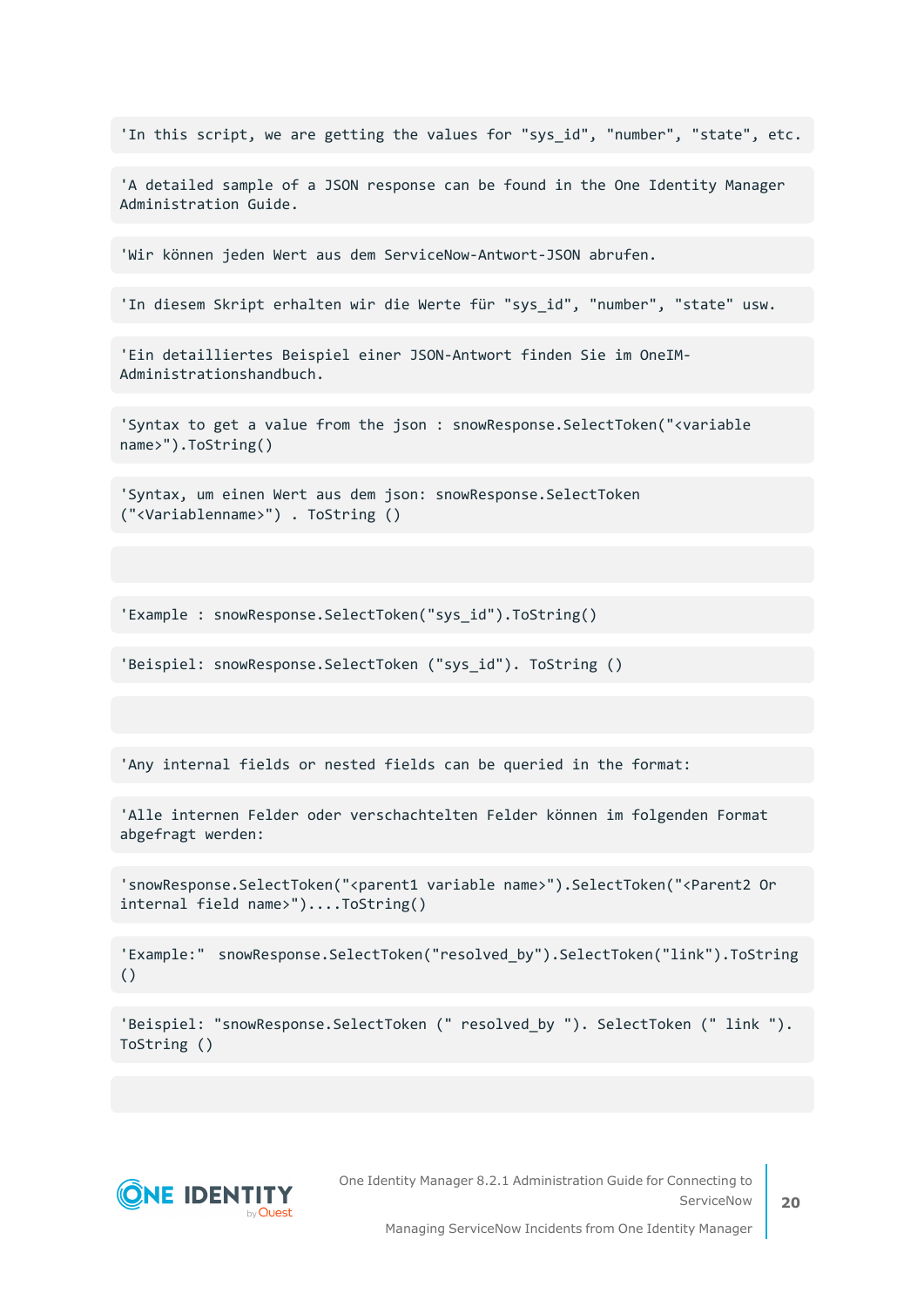```
'In this script, we are getting the values for "sys_id", "number", "state", etc.
```

```
'A detailed sample of a JSON response can be found in the One Identity Manager Administration Guide.
```

```
'Wir können jeden Wert aus dem ServiceNow-Antwort-JSON abrufen.
```

```
'In diesem Skript erhalten wir die Werte für "sys_id", "number", "state" usw.
```

```
'Ein detailliertes Beispiel einer JSON-Antwort finden Sie im OneIM-Administrationshandbuch.
```

```
'Syntax to get a value from the json : snowResponse.SelectToken("<variable name>").ToString()
```

```
'Syntax, um einen Wert aus dem json: snowResponse.SelectToken ("<Variablenname>") . ToString ()
```

```

```

```
'Example : snowResponse.SelectToken("sys_id").ToString()
```

```
'Beispiel: snowResponse.SelectToken ("sys_id"). ToString ()
```

```

```

```
'Any internal fields or nested fields can be queried in the format:
```

```
'Alle internen Felder oder verschachtelten Felder können im folgenden Format abgefragt werden:
```

```
'snowResponse.SelectToken("<parent1 variable name>").SelectToken("<Parent2 Or internal field name>")....ToString()
```

```
'Example:"  snowResponse.SelectToken("resolved_by").SelectToken("link").ToString ()
```

```
'Beispiel: "snowResponse.SelectToken (" resolved_by "). SelectToken (" link "). ToString ()
```

```

```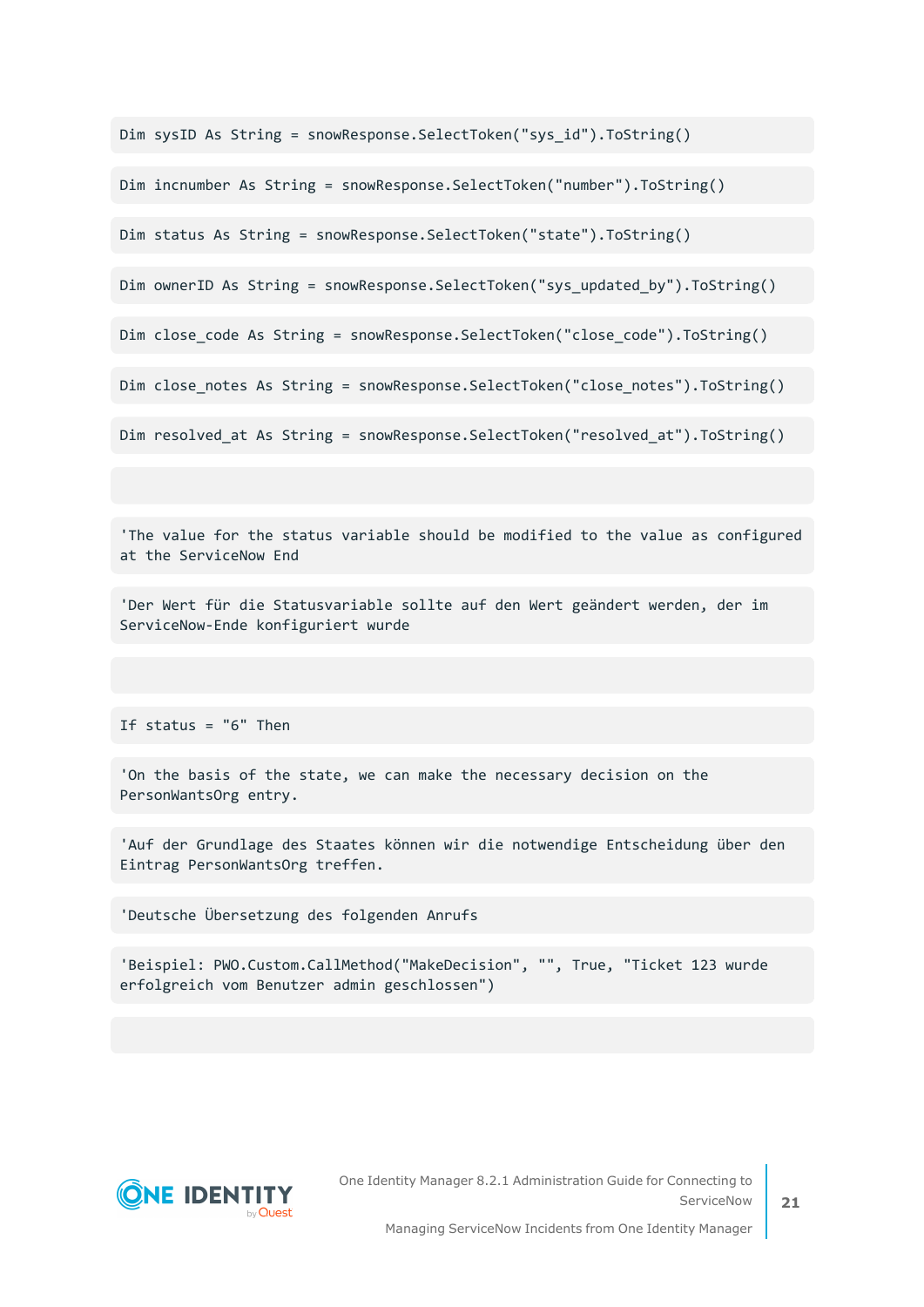```
Dim sysID As String = snowResponse.SelectToken("sys_id").ToString()

Dim incnumber As String = snowResponse.SelectToken("number").ToString()

Dim status As String = snowResponse.SelectToken("state").ToString()

Dim ownerID As String = snowResponse.SelectToken("sys_updated_by").ToString()

Dim close_code As String = snowResponse.SelectToken("close_code").ToString()

Dim close_notes As String = snowResponse.SelectToken("close_notes").ToString()

Dim resolved_at As String = snowResponse.SelectToken("resolved_at").ToString()


'The value for the status variable should be modified to the value as configured at the ServiceNow End

'Der Wert für die Statusvariable sollte auf den Wert geändert werden, der im ServiceNow-Ende konfiguriert wurde


If status = "6" Then

'On the basis of the state, we can make the necessary decision on the PersonWantsOrg entry.

'Auf der Grundlage des Staates können wir die notwendige Entscheidung über den Eintrag PersonWantsOrg treffen.

'Deutsche Übersetzung des folgenden Anrufs

'Beispiel: PWO.Custom.CallMethod("MakeDecision", "", True, "Ticket 123 wurde erfolgreich vom Benutzer admin geschlossen")

```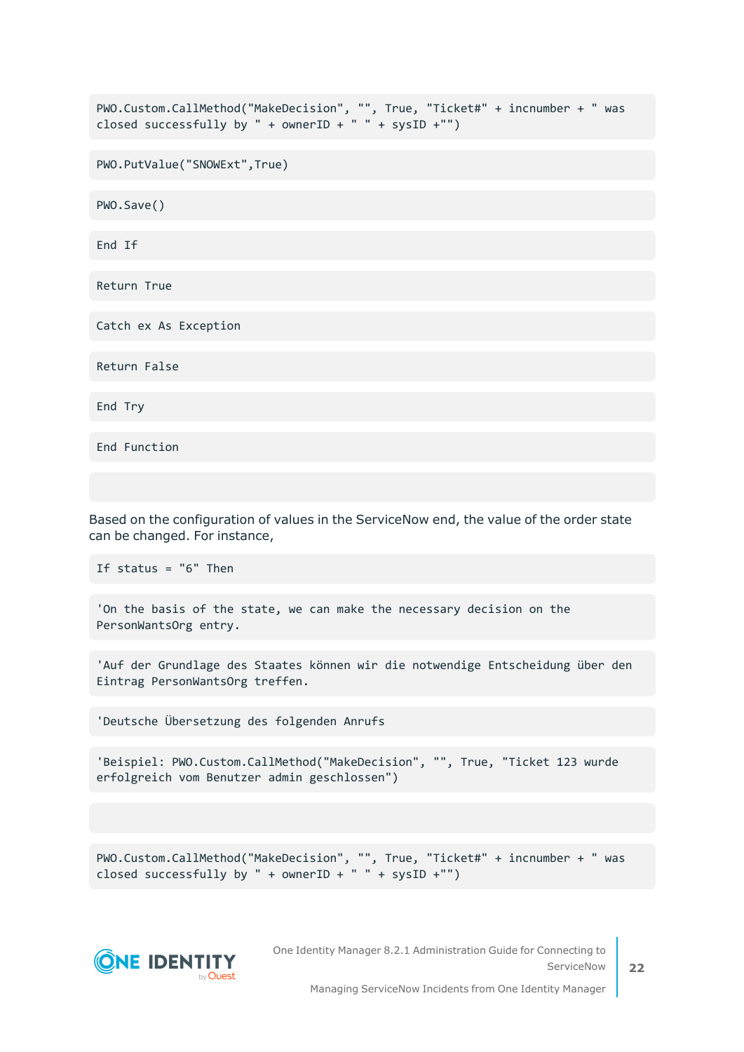```
PWO.Custom.CallMethod("MakeDecision", "", True, "Ticket#" + incnumber + " was closed successfully by " + ownerID + " " + sysID +"")
```

```
PWO.PutValue("SNOWExt",True)
```

```
PWO.Save()
```

```
End If
```

```
Return True
```

```
Catch ex As Exception
```

```
Return False
```

```
End Try
```

```
End Function
```

Based on the configuration of values in the ServiceNow end, the value of the order state can be changed. For instance,

```
If status = "6" Then
```

```
'On the basis of the state, we can make the necessary decision on the PersonWantsOrg entry.
```

```
'Auf der Grundlage des Staates können wir die notwendige Entscheidung über den Eintrag PersonWantsOrg treffen.
```

```
'Deutsche Übersetzung des folgenden Anrufs
```

```
'Beispiel: PWO.Custom.CallMethod("MakeDecision", "", True, "Ticket 123 wurde erfolgreich vom Benutzer admin geschlossen")
```

```
PWO.Custom.CallMethod("MakeDecision", "", True, "Ticket#" + incnumber + " was closed successfully by " + ownerID + " " + sysID +"")
```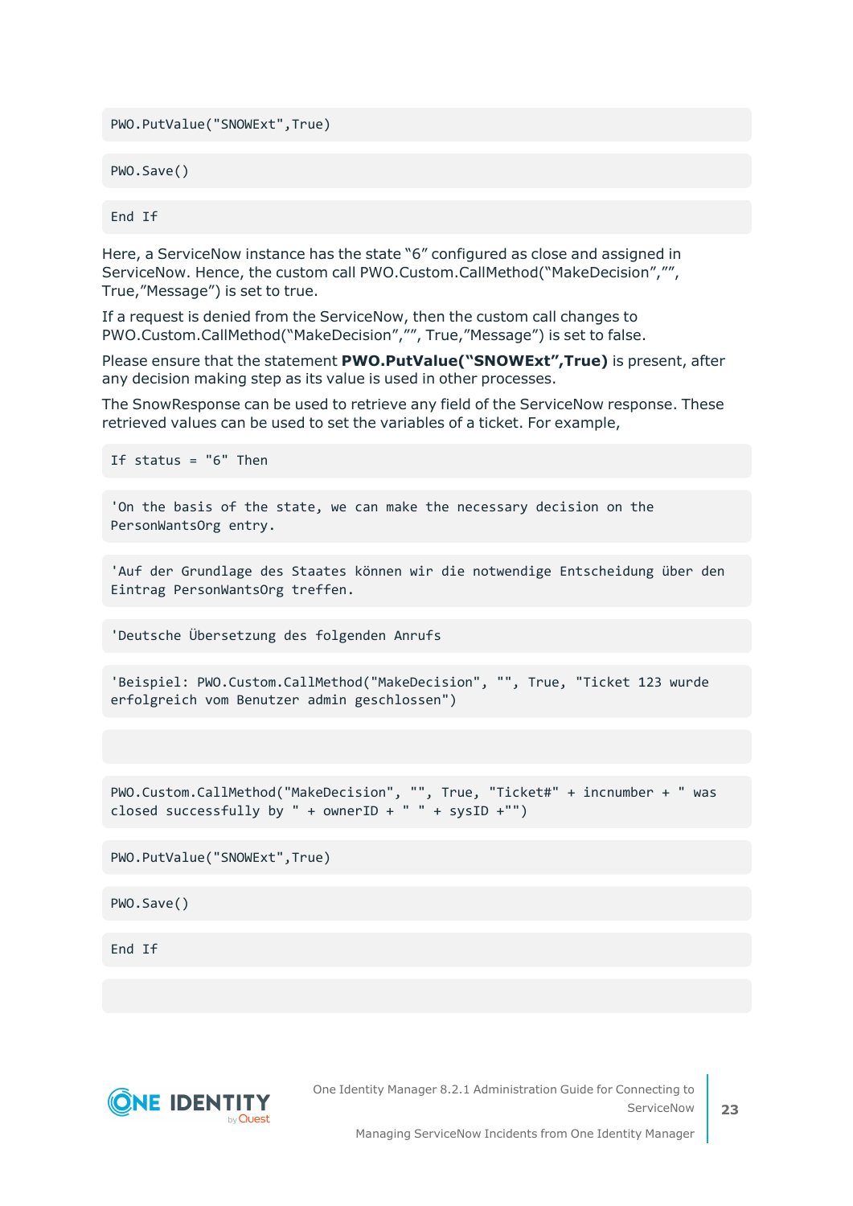```
PWO.PutValue("SNOWExt",True)
```

```
PWO.Save()
```

```
End If
```

Here, a ServiceNow instance has the state "6" configured as close and assigned in ServiceNow. Hence, the custom call PWO.Custom.CallMethod("MakeDecision","", True,"Message") is set to true.

If a request is denied from the ServiceNow, then the custom call changes to PWO.Custom.CallMethod("MakeDecision","", True,"Message") is set to false.

Please ensure that the statement **PWO.PutValue("SNOWExt",True)** is present, after any decision making step as its value is used in other processes.

The SnowResponse can be used to retrieve any field of the ServiceNow response. These retrieved values can be used to set the variables of a ticket. For example,

```
If status = "6" Then
```

```
'On the basis of the state, we can make the necessary decision on the PersonWantsOrg entry.
```

```
'Auf der Grundlage des Staates können wir die notwendige Entscheidung über den Eintrag PersonWantsOrg treffen.
```

```
'Deutsche Übersetzung des folgenden Anrufs
```

```
'Beispiel: PWO.Custom.CallMethod("MakeDecision", "", True, "Ticket 123 wurde erfolgreich vom Benutzer admin geschlossen")
```

```
PWO.Custom.CallMethod("MakeDecision", "", True, "Ticket#" + incnumber + " was closed successfully by " + ownerID + " " + sysID +"")
```

```
PWO.PutValue("SNOWExt",True)
```

```
PWO.Save()
```

```
End If
```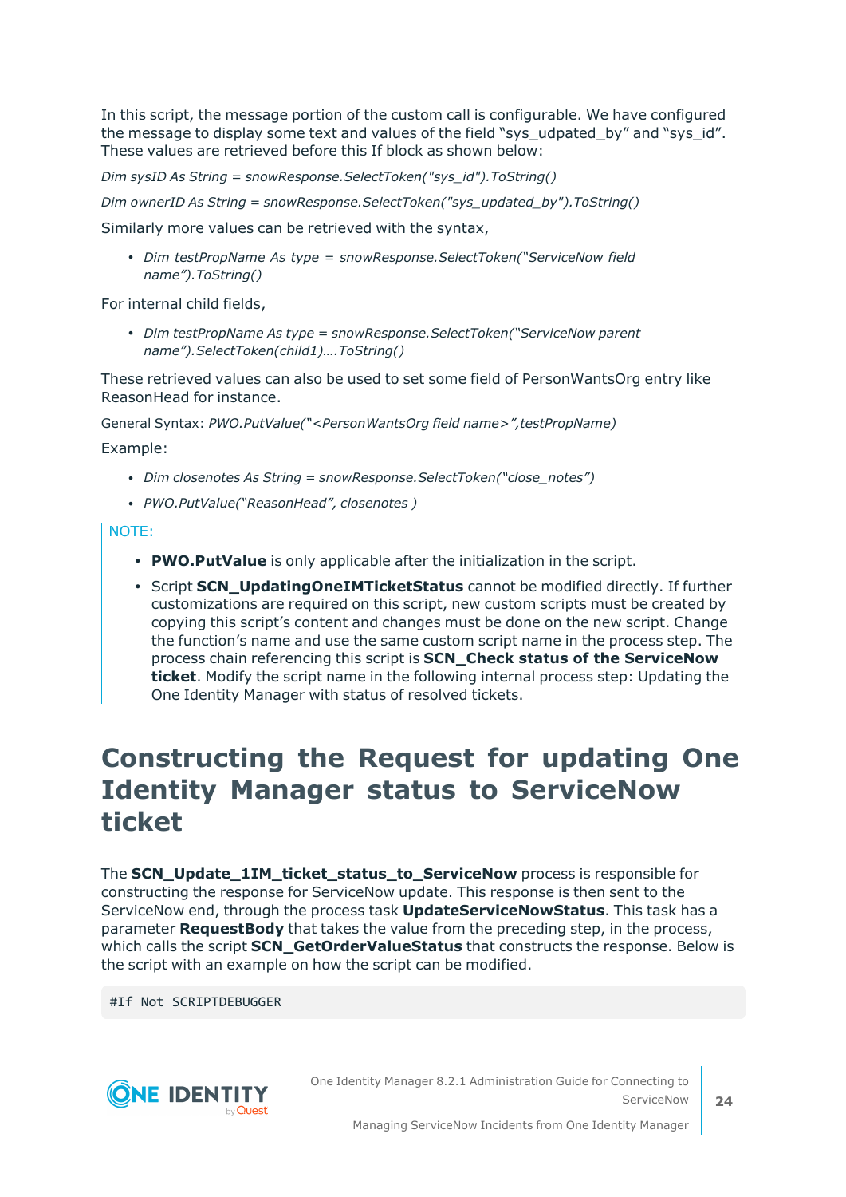In this script, the message portion of the custom call is configurable. We have configured the message to display some text and values of the field “sys_udpated_by” and “sys_id”. These values are retrieved before this If block as shown below:

*Dim sysID As String = snowResponse.SelectToken("sys_id").ToString()*

*Dim ownerID As String = snowResponse.SelectToken("sys_updated_by").ToString()*

Similarly more values can be retrieved with the syntax,

- *Dim testPropName As type = snowResponse.SelectToken(“ServiceNow field name”).ToString()*

For internal child fields,

- *Dim testPropName As type = snowResponse.SelectToken(“ServiceNow parent name”).SelectToken(child1)….ToString()*

These retrieved values can also be used to set some field of PersonWantsOrg entry like ReasonHead for instance.

General Syntax: *PWO.PutValue(“<PersonWantsOrg field name>”,testPropName)*

Example:

- *Dim closenotes As String = snowResponse.SelectToken(“close_notes”)*
- *PWO.PutValue(“ReasonHead”, closenotes )*

> NOTE:
>
> - **PWO.PutValue** is only applicable after the initialization in the script.
> - Script **SCN_UpdatingOneIMTicketStatus** cannot be modified directly. If further customizations are required on this script, new custom scripts must be created by copying this script’s content and changes must be done on the new script. Change the function’s name and use the same custom script name in the process step. The process chain referencing this script is **SCN_Check status of the ServiceNow ticket**. Modify the script name in the following internal process step: Updating the One Identity Manager with status of resolved tickets.

# Constructing the Request for updating One Identity Manager status to ServiceNow ticket

The **SCN_Update_1IM_ticket_status_to_ServiceNow** process is responsible for constructing the response for ServiceNow update. This response is then sent to the ServiceNow end, through the process task **UpdateServiceNowStatus**. This task has a parameter **RequestBody** that takes the value from the preceding step, in the process, which calls the script **SCN_GetOrderValueStatus** that constructs the response. Below is the script with an example on how the script can be modified.

```
#If Not SCRIPTDEBUGGER
```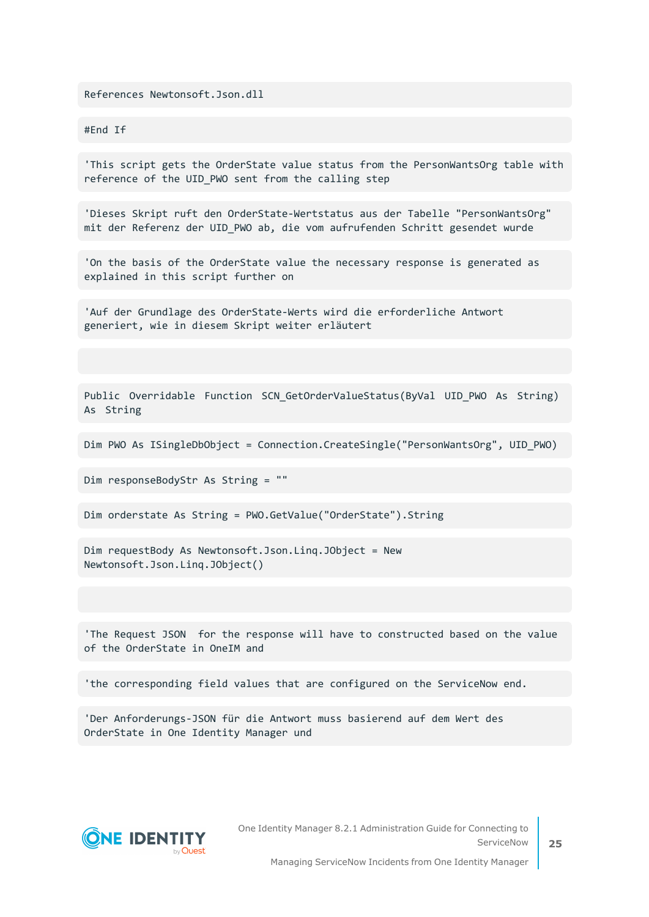```
References Newtonsoft.Json.dll

#End If

'This script gets the OrderState value status from the PersonWantsOrg table with reference of the UID_PWO sent from the calling step

'Dieses Skript ruft den OrderState-Wertstatus aus der Tabelle "PersonWantsOrg" mit der Referenz der UID_PWO ab, die vom aufrufenden Schritt gesendet wurde

'On the basis of the OrderState value the necessary response is generated as explained in this script further on

'Auf der Grundlage des OrderState-Werts wird die erforderliche Antwort generiert, wie in diesem Skript weiter erläutert


Public Overridable Function SCN_GetOrderValueStatus(ByVal UID_PWO As String) As String

Dim PWO As ISingleDbObject = Connection.CreateSingle("PersonWantsOrg", UID_PWO)

Dim responseBodyStr As String = ""

Dim orderstate As String = PWO.GetValue("OrderState").String

Dim requestBody As Newtonsoft.Json.Linq.JObject = New Newtonsoft.Json.Linq.JObject()


'The Request JSON  for the response will have to constructed based on the value of the OrderState in OneIM and

'the corresponding field values that are configured on the ServiceNow end.

'Der Anforderungs-JSON für die Antwort muss basierend auf dem Wert des OrderState in One Identity Manager und
```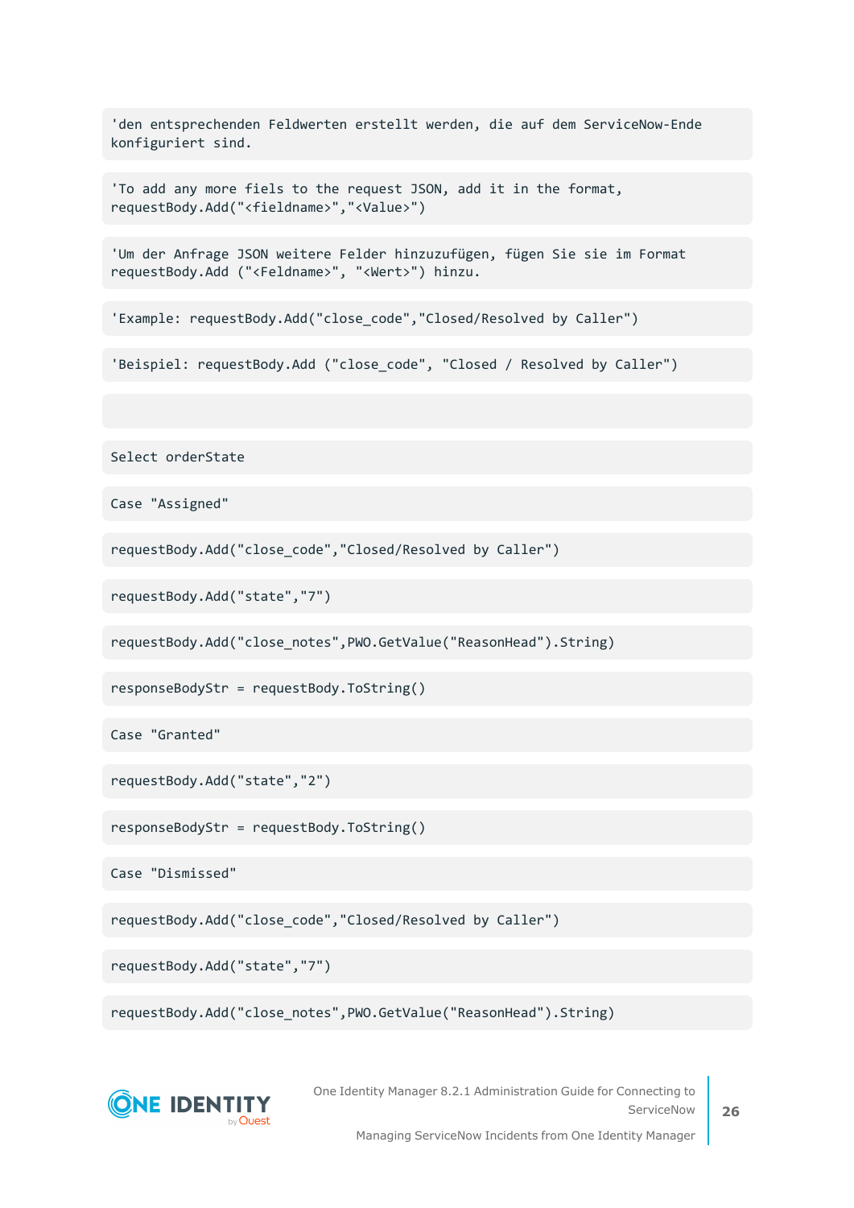```
'den entsprechenden Feldwerten erstellt werden, die auf dem ServiceNow-Ende
konfiguriert sind.

'To add any more fiels to the request JSON, add it in the format,
requestBody.Add("<fieldname>","<Value>")

'Um der Anfrage JSON weitere Felder hinzuzufügen, fügen Sie sie im Format
requestBody.Add ("<Feldname>", "<Wert>") hinzu.

'Example: requestBody.Add("close_code","Closed/Resolved by Caller")

'Beispiel: requestBody.Add ("close_code", "Closed / Resolved by Caller")


Select orderState

Case "Assigned"

requestBody.Add("close_code","Closed/Resolved by Caller")

requestBody.Add("state","7")

requestBody.Add("close_notes",PWO.GetValue("ReasonHead").String)

responseBodyStr = requestBody.ToString()

Case "Granted"

requestBody.Add("state","2")

responseBodyStr = requestBody.ToString()

Case "Dismissed"

requestBody.Add("close_code","Closed/Resolved by Caller")

requestBody.Add("state","7")

requestBody.Add("close_notes",PWO.GetValue("ReasonHead").String)
```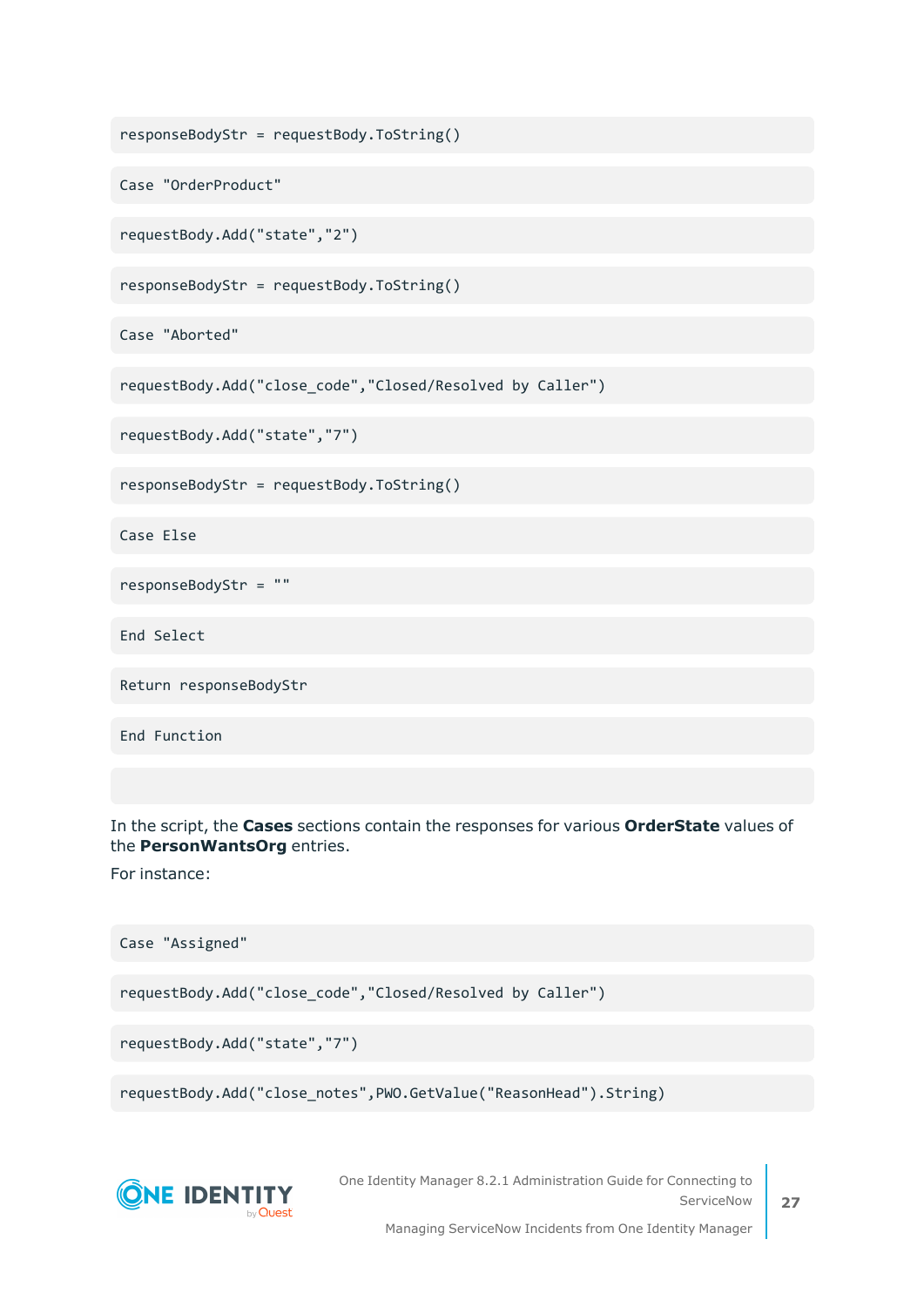```
responseBodyStr = requestBody.ToString()
```

```
Case "OrderProduct"
```

```
requestBody.Add("state","2")
```

```
responseBodyStr = requestBody.ToString()
```

```
Case "Aborted"
```

```
requestBody.Add("close_code","Closed/Resolved by Caller")
```

```
requestBody.Add("state","7")
```

```
responseBodyStr = requestBody.ToString()
```

```
Case Else
```

```
responseBodyStr = ""
```

```
End Select
```

```
Return responseBodyStr
```

```
End Function
```

In the script, the **Cases** sections contain the responses for various **OrderState** values of the **PersonWantsOrg** entries.

For instance:

```
Case "Assigned"
```

```
requestBody.Add("close_code","Closed/Resolved by Caller")
```

```
requestBody.Add("state","7")
```

```
requestBody.Add("close_notes",PWO.GetValue("ReasonHead").String)
```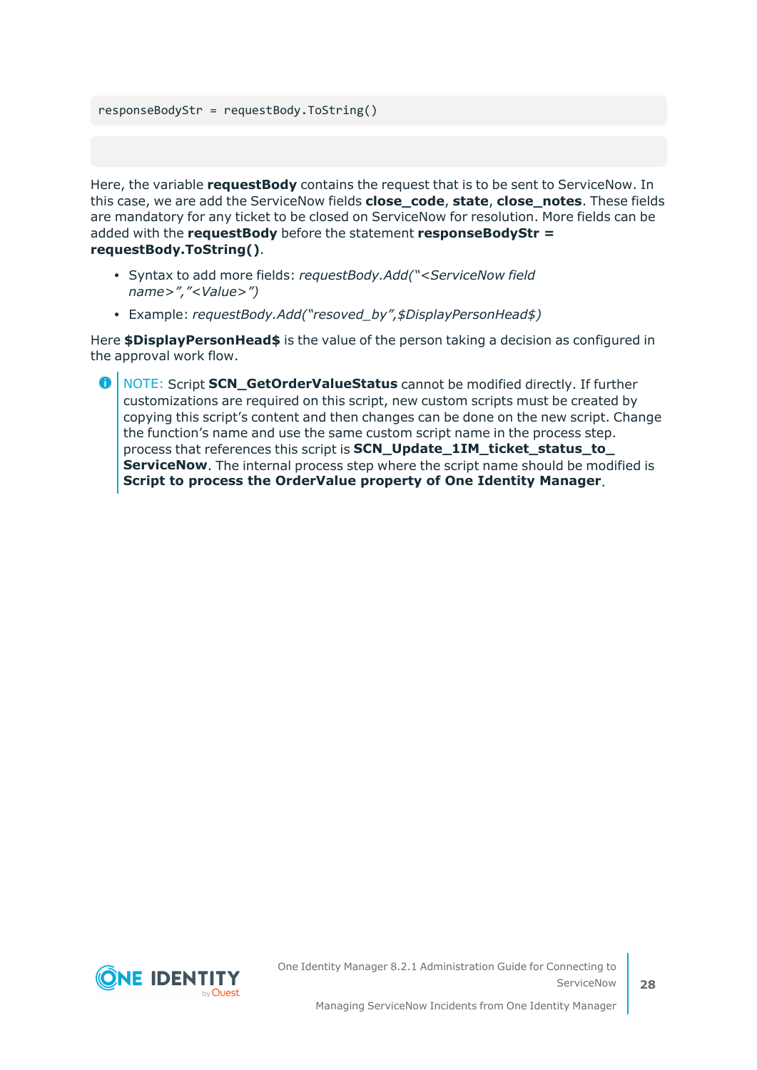```
responseBodyStr = requestBody.ToString()
```

```

```

Here, the variable **requestBody** contains the request that is to be sent to ServiceNow. In this case, we are add the ServiceNow fields **close_code**, **state**, **close_notes**. These fields are mandatory for any ticket to be closed on ServiceNow for resolution. More fields can be added with the **requestBody** before the statement **responseBodyStr = requestBody.ToString()**.

- Syntax to add more fields: *requestBody.Add("<ServiceNow field name>","<Value>")*
- Example: *requestBody.Add("resoved_by",$DisplayPersonHead$)*

Here **$DisplayPersonHead$** is the value of the person taking a decision as configured in the approval work flow.

> NOTE: Script **SCN_GetOrderValueStatus** cannot be modified directly. If further customizations are required on this script, new custom scripts must be created by copying this script's content and then changes can be done on the new script. Change the function's name and use the same custom script name in the process step. process that references this script is **SCN_Update_1IM_ticket_status_to_ServiceNow**. The internal process step where the script name should be modified is **Script to process the OrderValue property of One Identity Manager**.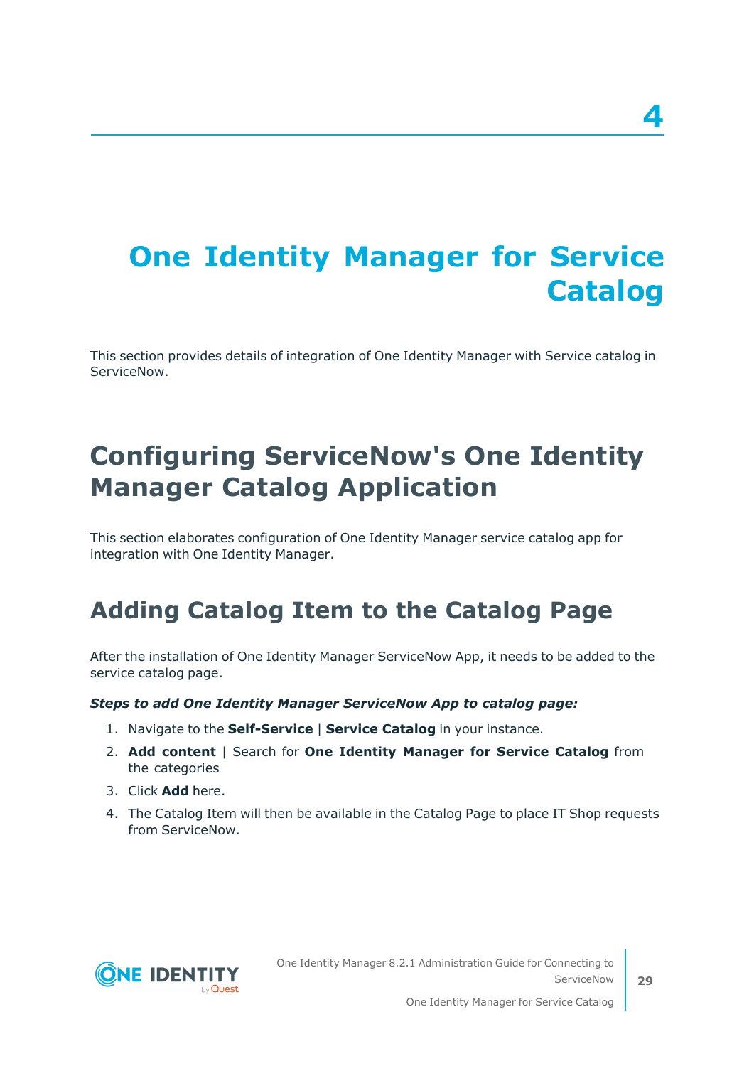# 4

# One Identity Manager for Service Catalog

This section provides details of integration of One Identity Manager with Service catalog in ServiceNow.

## Configuring ServiceNow's One Identity Manager Catalog Application

This section elaborates configuration of One Identity Manager service catalog app for integration with One Identity Manager.

### Adding Catalog Item to the Catalog Page

After the installation of One Identity Manager ServiceNow App, it needs to be added to the service catalog page.

***Steps to add One Identity Manager ServiceNow App to catalog page:***

1. Navigate to the **Self-Service** | **Service Catalog** in your instance.
2. **Add content** | Search for **One Identity Manager for Service Catalog** from the categories
3. Click **Add** here.
4. The Catalog Item will then be available in the Catalog Page to place IT Shop requests from ServiceNow.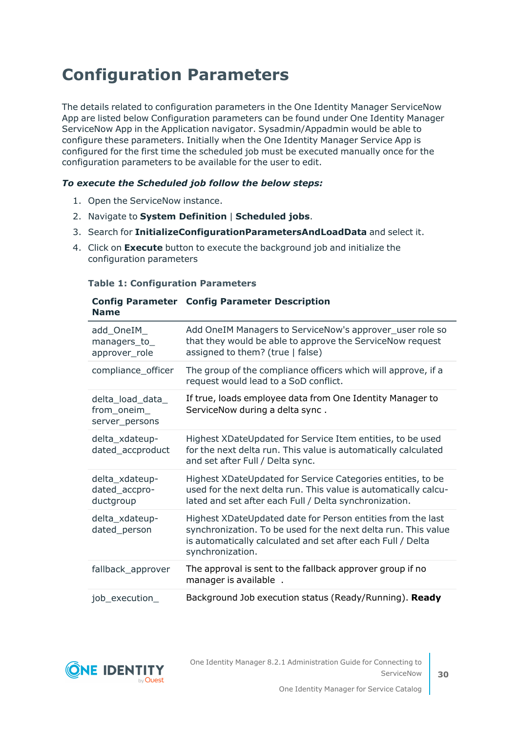# Configuration Parameters

The details related to configuration parameters in the One Identity Manager ServiceNow App are listed below Configuration parameters can be found under One Identity Manager ServiceNow App in the Application navigator. Sysadmin/Appadmin would be able to configure these parameters. Initially when the One Identity Manager Service App is configured for the first time the scheduled job must be executed manually once for the configuration parameters to be available for the user to edit.

***To execute the Scheduled job follow the below steps:***

1. Open the ServiceNow instance.
2. Navigate to **System Definition** | **Scheduled jobs**.
3. Search for **InitializeConfigurationParametersAndLoadData** and select it.
4. Click on **Execute** button to execute the background job and initialize the configuration parameters

**Table 1: Configuration Parameters**

| Config Parameter Name | Config Parameter Description |
|---|---|
| add_OneIM_managers_to_approver_role | Add OneIM Managers to ServiceNow's approver_user role so that they would be able to approve the ServiceNow request assigned to them? (true \| false) |
| compliance_officer | The group of the compliance officers which will approve, if a request would lead to a SoD conflict. |
| delta_load_data_from_oneim_server_persons | If true, loads employee data from One Identity Manager to ServiceNow during a delta sync . |
| delta_xdateupdated_accproduct | Highest XDateUpdated for Service Item entities, to be used for the next delta run. This value is automatically calculated and set after Full / Delta sync. |
| delta_xdateupdated_accproductgroup | Highest XDateUpdated for Service Categories entities, to be used for the next delta run. This value is automatically calculated and set after each Full / Delta synchronization. |
| delta_xdateupdated_person | Highest XDateUpdated date for Person entities from the last synchronization. To be used for the next delta run. This value is automatically calculated and set after each Full / Delta synchronization. |
| fallback_approver | The approval is sent to the fallback approver group if no manager is available . |
| job_execution_ | Background Job execution status (Ready/Running). **Ready** |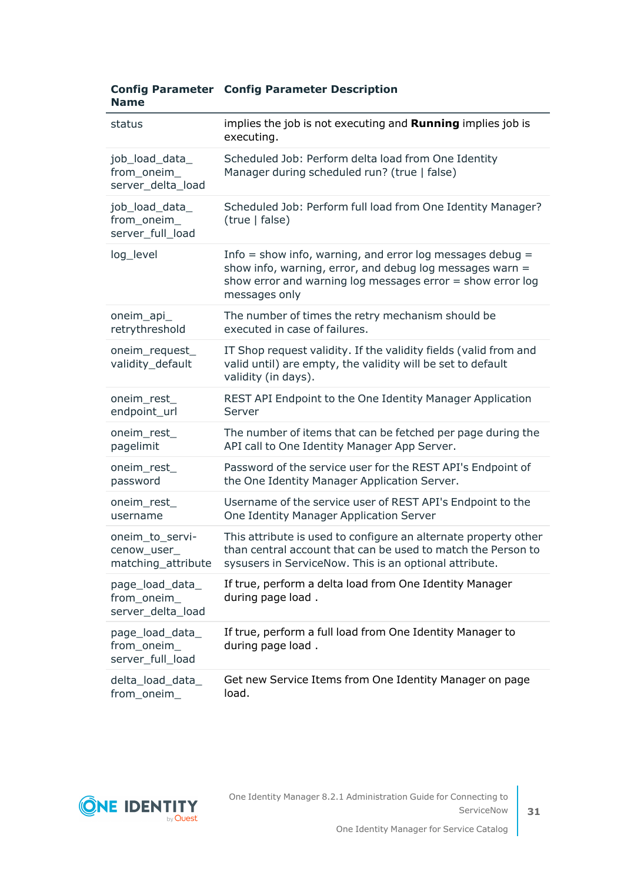| Config Parameter Name | Config Parameter Description |
|---|---|
| status | implies the job is not executing and **Running** implies job is executing. |
| job_load_data_from_oneim_server_delta_load | Scheduled Job: Perform delta load from One Identity Manager during scheduled run? (true \| false) |
| job_load_data_from_oneim_server_full_load | Scheduled Job: Perform full load from One Identity Manager? (true \| false) |
| log_level | Info = show info, warning, and error log messages debug = show info, warning, error, and debug log messages warn = show error and warning log messages error = show error log messages only |
| oneim_api_retrythreshold | The number of times the retry mechanism should be executed in case of failures. |
| oneim_request_validity_default | IT Shop request validity. If the validity fields (valid from and valid until) are empty, the validity will be set to default validity (in days). |
| oneim_rest_endpoint_url | REST API Endpoint to the One Identity Manager Application Server |
| oneim_rest_pagelimit | The number of items that can be fetched per page during the API call to One Identity Manager App Server. |
| oneim_rest_password | Password of the service user for the REST API's Endpoint of the One Identity Manager Application Server. |
| oneim_rest_username | Username of the service user of REST API's Endpoint to the One Identity Manager Application Server |
| oneim_to_servicenow_user_matching_attribute | This attribute is used to configure an alternate property other than central account that can be used to match the Person to sysusers in ServiceNow. This is an optional attribute. |
| page_load_data_from_oneim_server_delta_load | If true, perform a delta load from One Identity Manager during page load . |
| page_load_data_from_oneim_server_full_load | If true, perform a full load from One Identity Manager to during page load . |
| delta_load_data_from_oneim_ | Get new Service Items from One Identity Manager on page load. |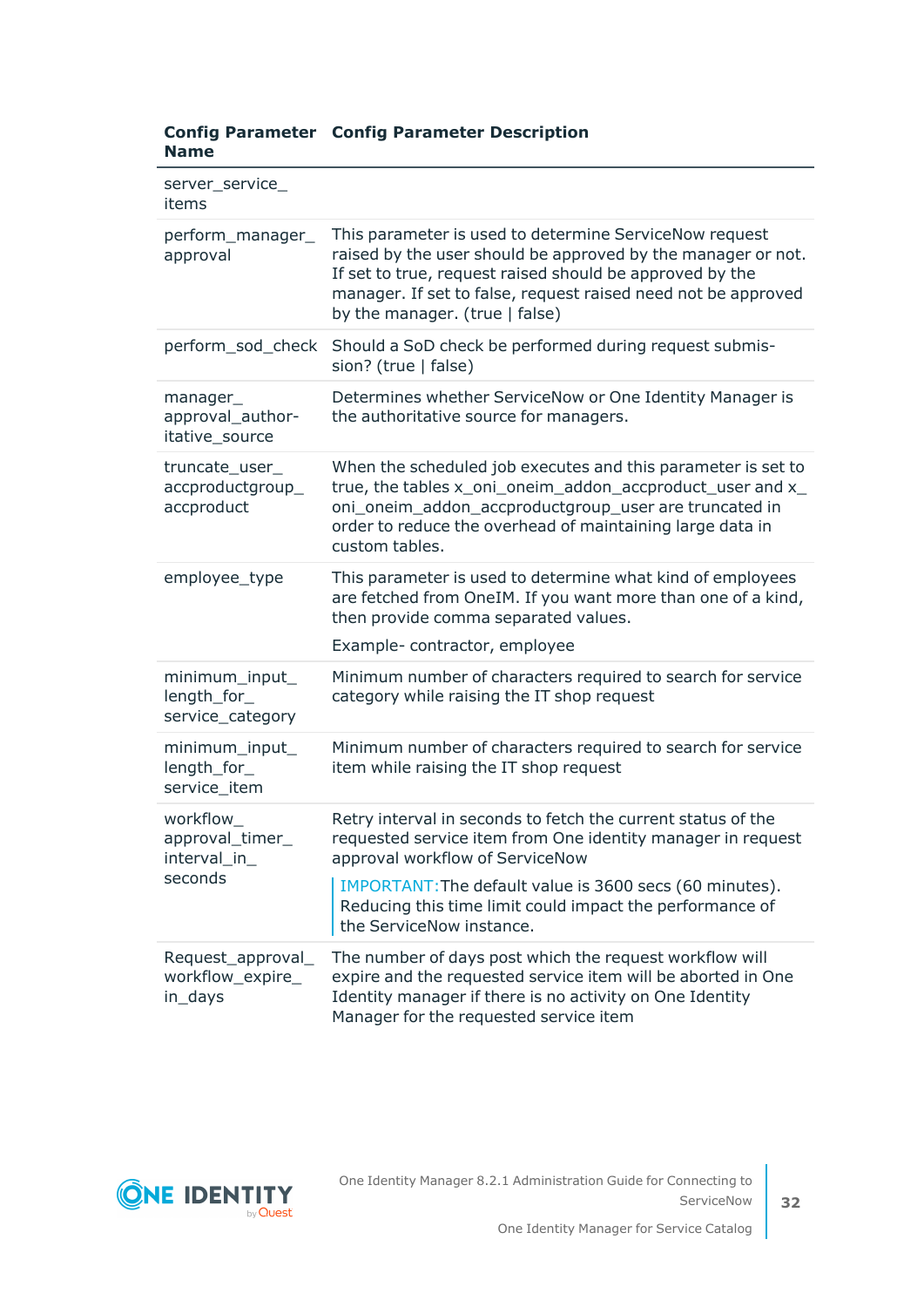| Config Parameter Name | Config Parameter Description |
|---|---|
| server_service_items | |
| perform_manager_approval | This parameter is used to determine ServiceNow request raised by the user should be approved by the manager or not. If set to true, request raised should be approved by the manager. If set to false, request raised need not be approved by the manager. (true \| false) |
| perform_sod_check | Should a SoD check be performed during request submission? (true \| false) |
| manager_approval_authoritative_source | Determines whether ServiceNow or One Identity Manager is the authoritative source for managers. |
| truncate_user_accproductgroup_accproduct | When the scheduled job executes and this parameter is set to true, the tables x_oni_oneim_addon_accproduct_user and x_oni_oneim_addon_accproductgroup_user are truncated in order to reduce the overhead of maintaining large data in custom tables. |
| employee_type | This parameter is used to determine what kind of employees are fetched from OneIM. If you want more than one of a kind, then provide comma separated values.<br><br>Example- contractor, employee |
| minimum_input_length_for_service_category | Minimum number of characters required to search for service category while raising the IT shop request |
| minimum_input_length_for_service_item | Minimum number of characters required to search for service item while raising the IT shop request |
| workflow_approval_timer_interval_in_seconds | Retry interval in seconds to fetch the current status of the requested service item from One identity manager in request approval workflow of ServiceNow<br><br>IMPORTANT:The default value is 3600 secs (60 minutes). Reducing this time limit could impact the performance of the ServiceNow instance. |
| Request_approval_workflow_expire_in_days | The number of days post which the request workflow will expire and the requested service item will be aborted in One Identity manager if there is no activity on One Identity Manager for the requested service item |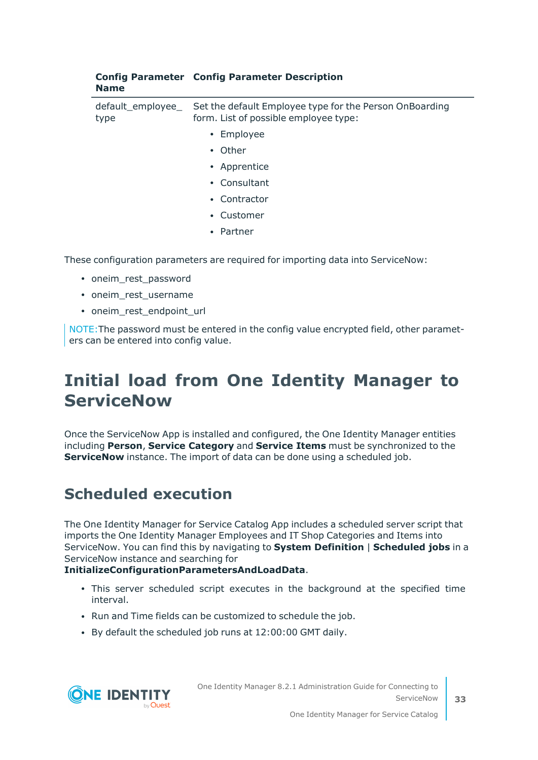| Config Parameter Name | Config Parameter Description |
|---|---|
| default_employee_type | Set the default Employee type for the Person OnBoarding form. List of possible employee type:<br>• Employee<br>• Other<br>• Apprentice<br>• Consultant<br>• Contractor<br>• Customer<br>• Partner |

These configuration parameters are required for importing data into ServiceNow:

- oneim_rest_password
- oneim_rest_username
- oneim_rest_endpoint_url

> NOTE:The password must be entered in the config value encrypted field, other parameters can be entered into config value.

# Initial load from One Identity Manager to ServiceNow

Once the ServiceNow App is installed and configured, the One Identity Manager entities including **Person**, **Service Category** and **Service Items** must be synchronized to the **ServiceNow** instance. The import of data can be done using a scheduled job.

## Scheduled execution

The One Identity Manager for Service Catalog App includes a scheduled server script that imports the One Identity Manager Employees and IT Shop Categories and Items into ServiceNow. You can find this by navigating to **System Definition** | **Scheduled jobs** in a ServiceNow instance and searching for **InitializeConfigurationParametersAndLoadData**.

- This server scheduled script executes in the background at the specified time interval.
- Run and Time fields can be customized to schedule the job.
- By default the scheduled job runs at 12:00:00 GMT daily.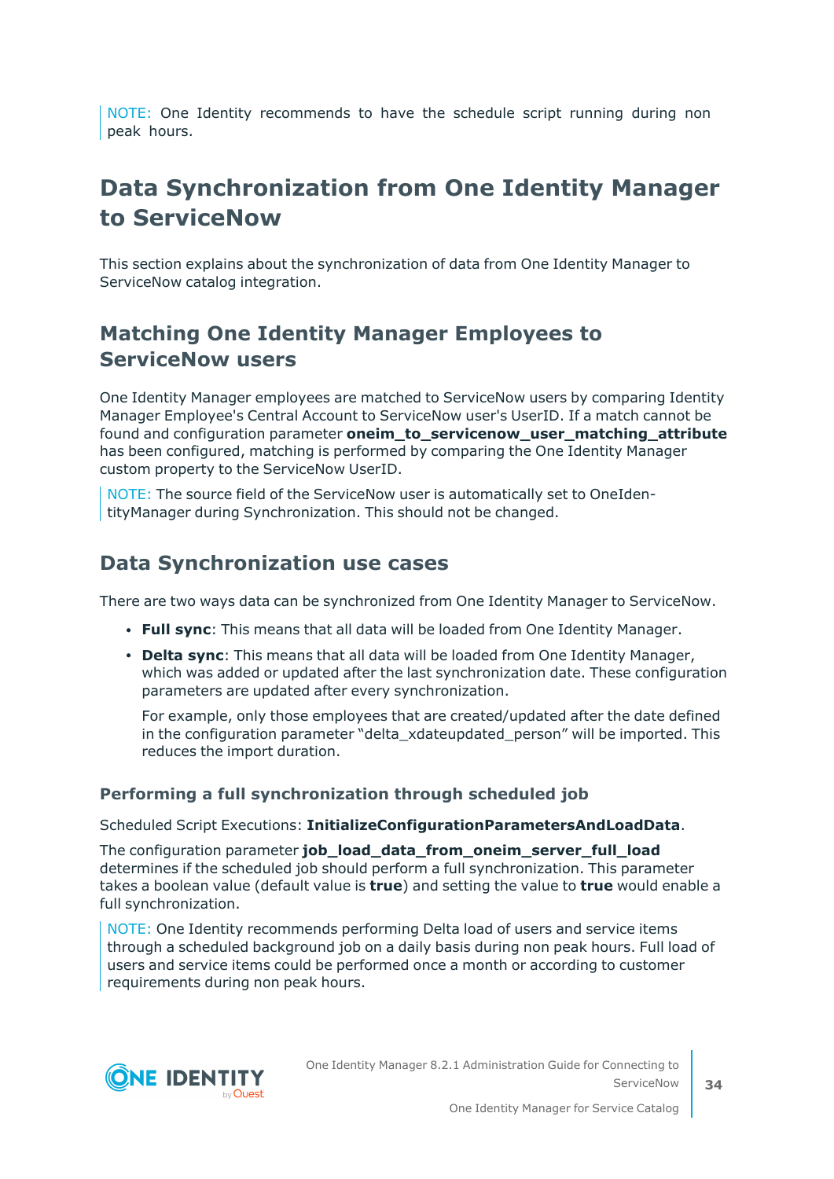NOTE: One Identity recommends to have the schedule script running during non peak hours.

# Data Synchronization from One Identity Manager to ServiceNow

This section explains about the synchronization of data from One Identity Manager to ServiceNow catalog integration.

## Matching One Identity Manager Employees to ServiceNow users

One Identity Manager employees are matched to ServiceNow users by comparing Identity Manager Employee's Central Account to ServiceNow user's UserID. If a match cannot be found and configuration parameter **oneim_to_servicenow_user_matching_attribute** has been configured, matching is performed by comparing the One Identity Manager custom property to the ServiceNow UserID.

NOTE: The source field of the ServiceNow user is automatically set to OneIdentityManager during Synchronization. This should not be changed.

## Data Synchronization use cases

There are two ways data can be synchronized from One Identity Manager to ServiceNow.

- **Full sync**: This means that all data will be loaded from One Identity Manager.
- **Delta sync**: This means that all data will be loaded from One Identity Manager, which was added or updated after the last synchronization date. These configuration parameters are updated after every synchronization.

  For example, only those employees that are created/updated after the date defined in the configuration parameter “delta_xdateupdated_person” will be imported. This reduces the import duration.

### Performing a full synchronization through scheduled job

Scheduled Script Executions: **InitializeConfigurationParametersAndLoadData**.

The configuration parameter **job_load_data_from_oneim_server_full_load** determines if the scheduled job should perform a full synchronization. This parameter takes a boolean value (default value is **true**) and setting the value to **true** would enable a full synchronization.

NOTE: One Identity recommends performing Delta load of users and service items through a scheduled background job on a daily basis during non peak hours. Full load of users and service items could be performed once a month or according to customer requirements during non peak hours.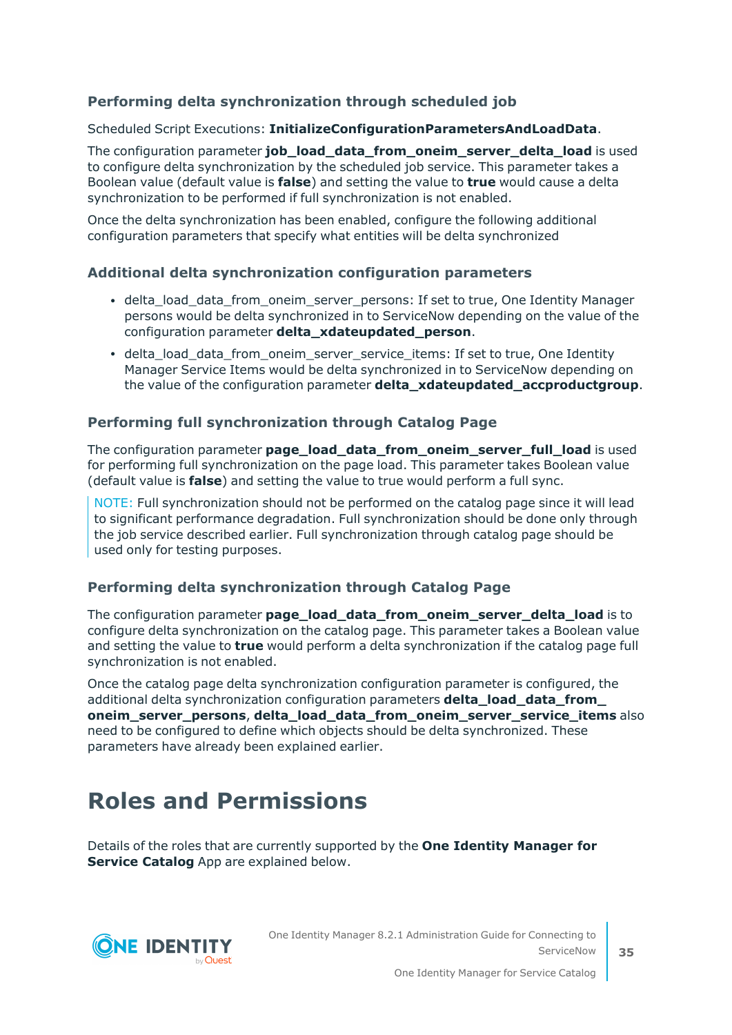### Performing delta synchronization through scheduled job

Scheduled Script Executions: **InitializeConfigurationParametersAndLoadData**.

The configuration parameter **job_load_data_from_oneim_server_delta_load** is used to configure delta synchronization by the scheduled job service. This parameter takes a Boolean value (default value is **false**) and setting the value to **true** would cause a delta synchronization to be performed if full synchronization is not enabled.

Once the delta synchronization has been enabled, configure the following additional configuration parameters that specify what entities will be delta synchronized

### Additional delta synchronization configuration parameters

- delta_load_data_from_oneim_server_persons: If set to true, One Identity Manager persons would be delta synchronized in to ServiceNow depending on the value of the configuration parameter **delta_xdateupdated_person**.
- delta_load_data_from_oneim_server_service_items: If set to true, One Identity Manager Service Items would be delta synchronized in to ServiceNow depending on the value of the configuration parameter **delta_xdateupdated_accproductgroup**.

### Performing full synchronization through Catalog Page

The configuration parameter **page_load_data_from_oneim_server_full_load** is used for performing full synchronization on the page load. This parameter takes Boolean value (default value is **false**) and setting the value to true would perform a full sync.

> NOTE: Full synchronization should not be performed on the catalog page since it will lead to significant performance degradation. Full synchronization should be done only through the job service described earlier. Full synchronization through catalog page should be used only for testing purposes.

### Performing delta synchronization through Catalog Page

The configuration parameter **page_load_data_from_oneim_server_delta_load** is to configure delta synchronization on the catalog page. This parameter takes a Boolean value and setting the value to **true** would perform a delta synchronization if the catalog page full synchronization is not enabled.

Once the catalog page delta synchronization configuration parameter is configured, the additional delta synchronization configuration parameters **delta_load_data_from_oneim_server_persons**, **delta_load_data_from_oneim_server_service_items** also need to be configured to define which objects should be delta synchronized. These parameters have already been explained earlier.

# Roles and Permissions

Details of the roles that are currently supported by the **One Identity Manager for Service Catalog** App are explained below.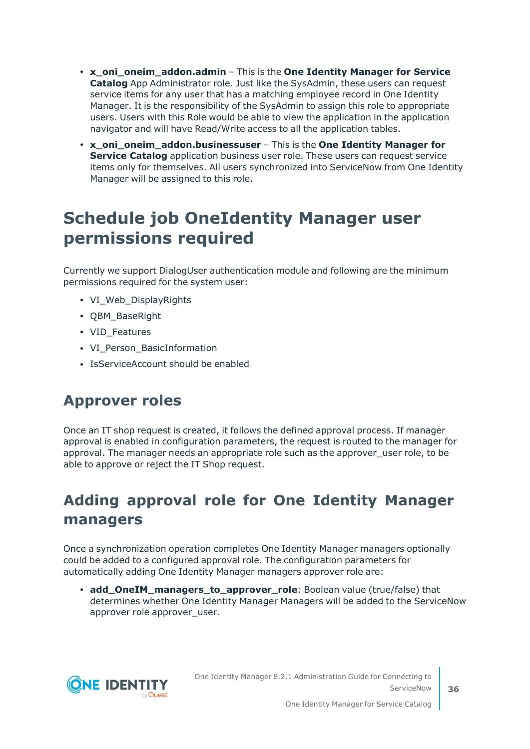- **x_oni_oneim_addon.admin** – This is the **One Identity Manager for Service Catalog** App Administrator role. Just like the SysAdmin, these users can request service items for any user that has a matching employee record in One Identity Manager. It is the responsibility of the SysAdmin to assign this role to appropriate users. Users with this Role would be able to view the application in the application navigator and will have Read/Write access to all the application tables.
- **x_oni_oneim_addon.businessuser** – This is the **One Identity Manager for Service Catalog** application business user role. These users can request service items only for themselves. All users synchronized into ServiceNow from One Identity Manager will be assigned to this role.

# Schedule job OneIdentity Manager user permissions required

Currently we support DialogUser authentication module and following are the minimum permissions required for the system user:

- VI_Web_DisplayRights
- QBM_BaseRight
- VID_Features
- VI_Person_BasicInformation
- IsServiceAccount should be enabled

## Approver roles

Once an IT shop request is created, it follows the defined approval process. If manager approval is enabled in configuration parameters, the request is routed to the manager for approval. The manager needs an appropriate role such as the approver_user role, to be able to approve or reject the IT Shop request.

## Adding approval role for One Identity Manager managers

Once a synchronization operation completes One Identity Manager managers optionally could be added to a configured approval role. The configuration parameters for automatically adding One Identity Manager managers approver role are:

- **add_OneIM_managers_to_approver_role**: Boolean value (true/false) that determines whether One Identity Manager Managers will be added to the ServiceNow approver role approver_user.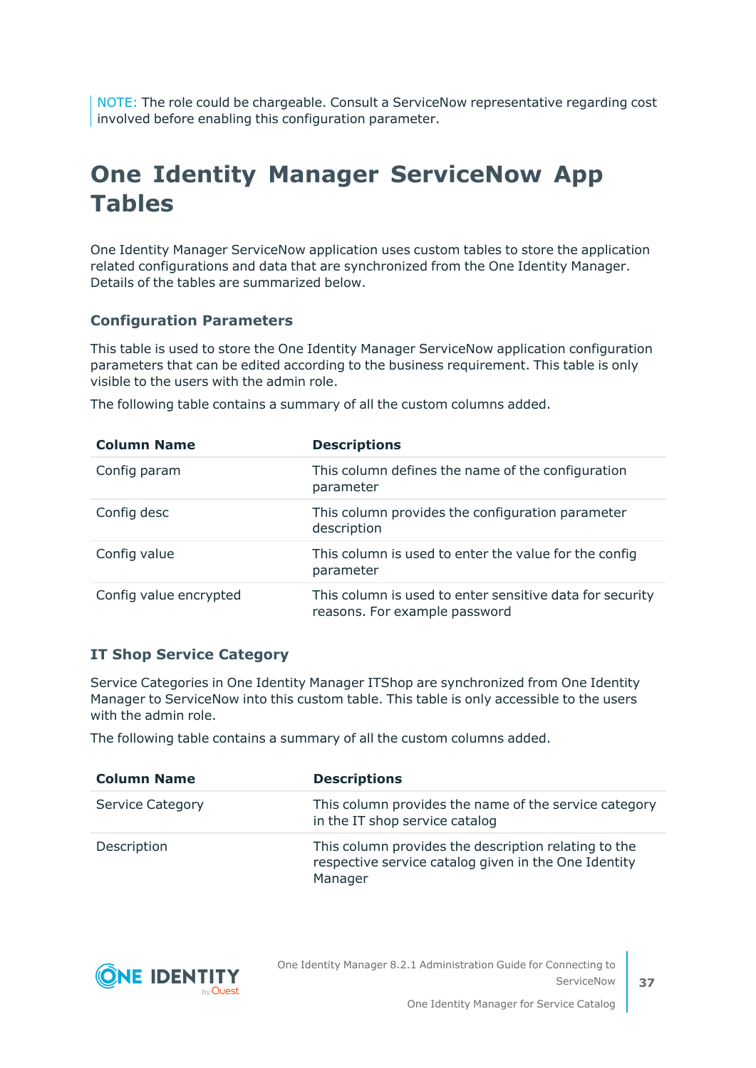NOTE: The role could be chargeable. Consult a ServiceNow representative regarding cost involved before enabling this configuration parameter.

# One Identity Manager ServiceNow App Tables

One Identity Manager ServiceNow application uses custom tables to store the application related configurations and data that are synchronized from the One Identity Manager. Details of the tables are summarized below.

### Configuration Parameters

This table is used to store the One Identity Manager ServiceNow application configuration parameters that can be edited according to the business requirement. This table is only visible to the users with the admin role.

The following table contains a summary of all the custom columns added.

| Column Name | Descriptions |
|---|---|
| Config param | This column defines the name of the configuration parameter |
| Config desc | This column provides the configuration parameter description |
| Config value | This column is used to enter the value for the config parameter |
| Config value encrypted | This column is used to enter sensitive data for security reasons. For example password |

### IT Shop Service Category

Service Categories in One Identity Manager ITShop are synchronized from One Identity Manager to ServiceNow into this custom table. This table is only accessible to the users with the admin role.

The following table contains a summary of all the custom columns added.

| Column Name | Descriptions |
|---|---|
| Service Category | This column provides the name of the service category in the IT shop service catalog |
| Description | This column provides the description relating to the respective service catalog given in the One Identity Manager |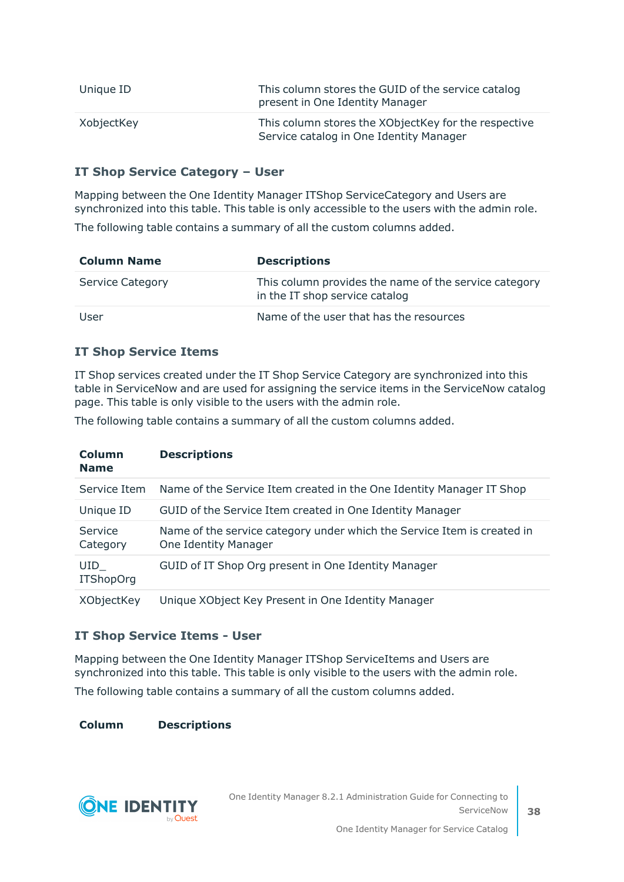| Unique ID | This column stores the GUID of the service catalog present in One Identity Manager |
|---|---|
| XobjectKey | This column stores the XObjectKey for the respective Service catalog in One Identity Manager |

### IT Shop Service Category – User

Mapping between the One Identity Manager ITShop ServiceCategory and Users are synchronized into this table. This table is only accessible to the users with the admin role.

The following table contains a summary of all the custom columns added.

| Column Name | Descriptions |
|---|---|
| Service Category | This column provides the name of the service category in the IT shop service catalog |
| User | Name of the user that has the resources |

### IT Shop Service Items

IT Shop services created under the IT Shop Service Category are synchronized into this table in ServiceNow and are used for assigning the service items in the ServiceNow catalog page. This table is only visible to the users with the admin role.

The following table contains a summary of all the custom columns added.

| Column Name | Descriptions |
|---|---|
| Service Item | Name of the Service Item created in the One Identity Manager IT Shop |
| Unique ID | GUID of the Service Item created in One Identity Manager |
| Service Category | Name of the service category under which the Service Item is created in One Identity Manager |
| UID_ITShopOrg | GUID of IT Shop Org present in One Identity Manager |
| XObjectKey | Unique XObject Key Present in One Identity Manager |

### IT Shop Service Items - User

Mapping between the One Identity Manager ITShop ServiceItems and Users are synchronized into this table. This table is only visible to the users with the admin role.

The following table contains a summary of all the custom columns added.

| Column | Descriptions |
|---|---|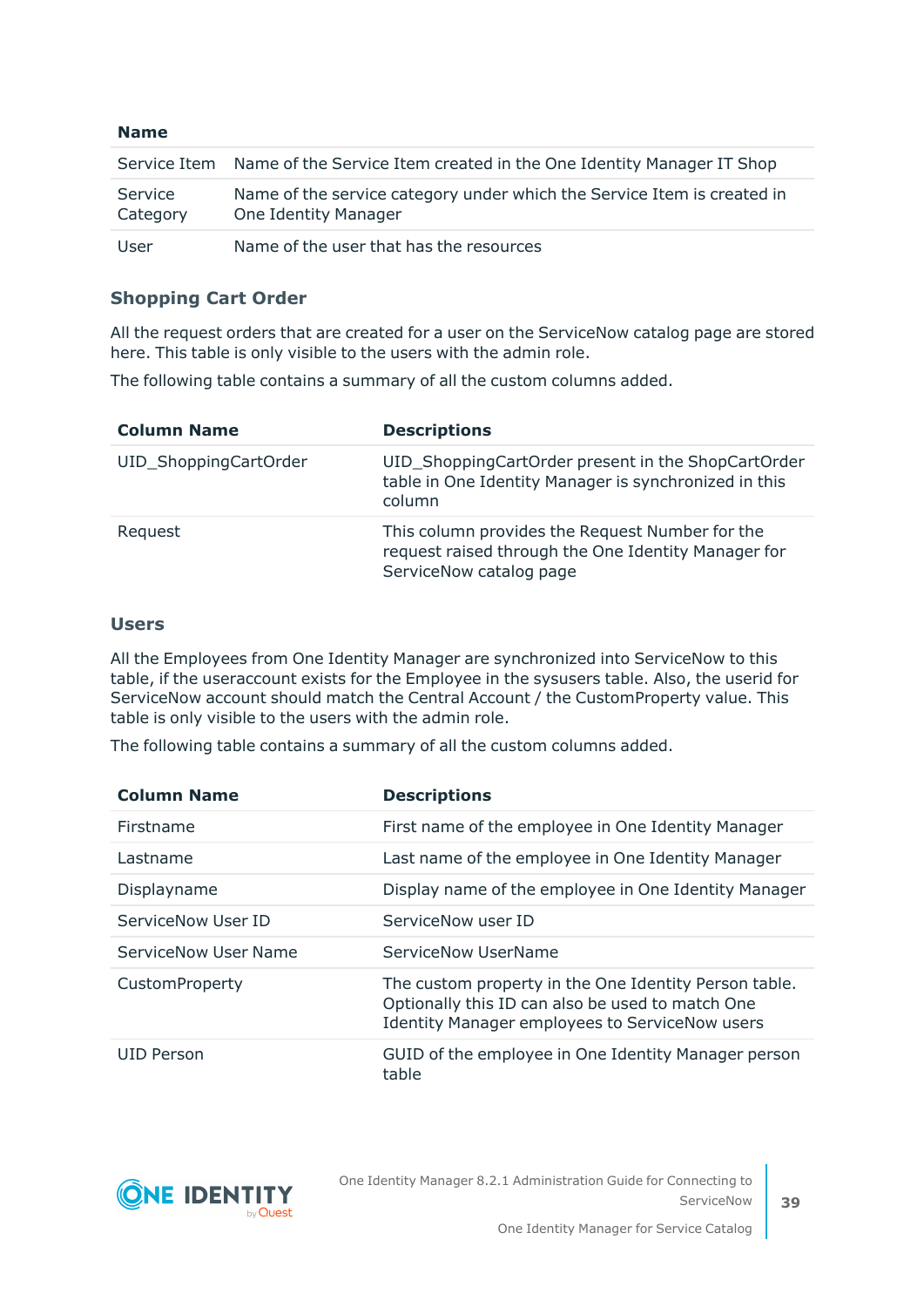| Name | |
|---|---|
| Service Item | Name of the Service Item created in the One Identity Manager IT Shop |
| Service Category | Name of the service category under which the Service Item is created in One Identity Manager |
| User | Name of the user that has the resources |

### Shopping Cart Order

All the request orders that are created for a user on the ServiceNow catalog page are stored here. This table is only visible to the users with the admin role.

The following table contains a summary of all the custom columns added.

| Column Name | Descriptions |
|---|---|
| UID_ShoppingCartOrder | UID_ShoppingCartOrder present in the ShopCartOrder table in One Identity Manager is synchronized in this column |
| Request | This column provides the Request Number for the request raised through the One Identity Manager for ServiceNow catalog page |

### Users

All the Employees from One Identity Manager are synchronized into ServiceNow to this table, if the useraccount exists for the Employee in the sysusers table. Also, the userid for ServiceNow account should match the Central Account / the CustomProperty value. This table is only visible to the users with the admin role.

The following table contains a summary of all the custom columns added.

| Column Name | Descriptions |
|---|---|
| Firstname | First name of the employee in One Identity Manager |
| Lastname | Last name of the employee in One Identity Manager |
| Displayname | Display name of the employee in One Identity Manager |
| ServiceNow User ID | ServiceNow user ID |
| ServiceNow User Name | ServiceNow UserName |
| CustomProperty | The custom property in the One Identity Person table. Optionally this ID can also be used to match One Identity Manager employees to ServiceNow users |
| UID Person | GUID of the employee in One Identity Manager person table |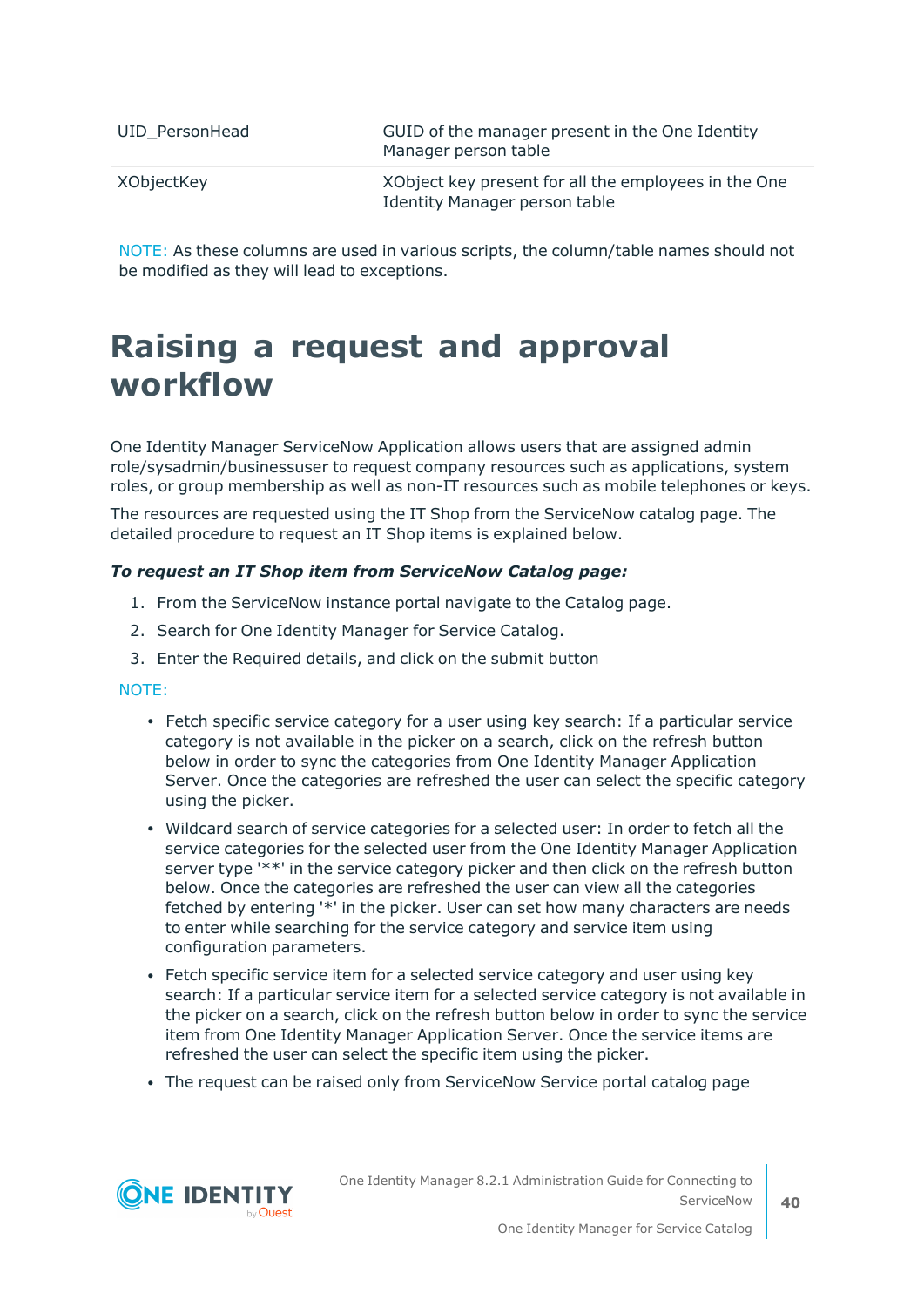| UID_PersonHead | GUID of the manager present in the One Identity Manager person table |
| --- | --- |
| XObjectKey | XObject key present for all the employees in the One Identity Manager person table |

NOTE: As these columns are used in various scripts, the column/table names should not be modified as they will lead to exceptions.

# Raising a request and approval workflow

One Identity Manager ServiceNow Application allows users that are assigned admin role/sysadmin/businessuser to request company resources such as applications, system roles, or group membership as well as non-IT resources such as mobile telephones or keys.

The resources are requested using the IT Shop from the ServiceNow catalog page. The detailed procedure to request an IT Shop items is explained below.

***To request an IT Shop item from ServiceNow Catalog page:***

1. From the ServiceNow instance portal navigate to the Catalog page.
2. Search for One Identity Manager for Service Catalog.
3. Enter the Required details, and click on the submit button

NOTE:

- Fetch specific service category for a user using key search: If a particular service category is not available in the picker on a search, click on the refresh button below in order to sync the categories from One Identity Manager Application Server. Once the categories are refreshed the user can select the specific category using the picker.
- Wildcard search of service categories for a selected user: In order to fetch all the service categories for the selected user from the One Identity Manager Application server type '**' in the service category picker and then click on the refresh button below. Once the categories are refreshed the user can view all the categories fetched by entering '*' in the picker. User can set how many characters are needs to enter while searching for the service category and service item using configuration parameters.
- Fetch specific service item for a selected service category and user using key search: If a particular service item for a selected service category is not available in the picker on a search, click on the refresh button below in order to sync the service item from One Identity Manager Application Server. Once the service items are refreshed the user can select the specific item using the picker.
- The request can be raised only from ServiceNow Service portal catalog page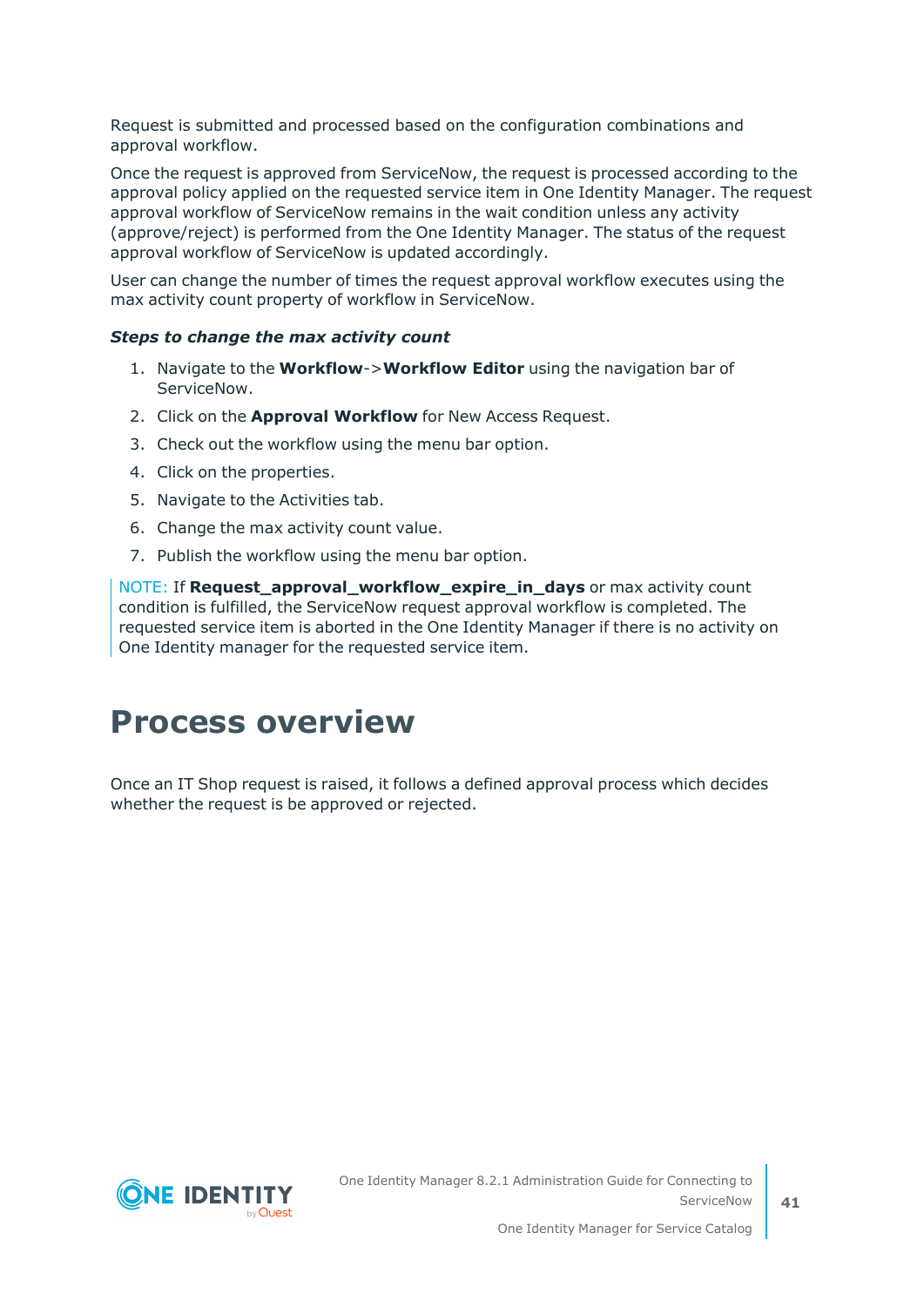Request is submitted and processed based on the configuration combinations and approval workflow.

Once the request is approved from ServiceNow, the request is processed according to the approval policy applied on the requested service item in One Identity Manager. The request approval workflow of ServiceNow remains in the wait condition unless any activity (approve/reject) is performed from the One Identity Manager. The status of the request approval workflow of ServiceNow is updated accordingly.

User can change the number of times the request approval workflow executes using the max activity count property of workflow in ServiceNow.

***Steps to change the max activity count***

1. Navigate to the **Workflow**->**Workflow Editor** using the navigation bar of ServiceNow.
2. Click on the **Approval Workflow** for New Access Request.
3. Check out the workflow using the menu bar option.
4. Click on the properties.
5. Navigate to the Activities tab.
6. Change the max activity count value.
7. Publish the workflow using the menu bar option.

NOTE: If **Request_approval_workflow_expire_in_days** or max activity count condition is fulfilled, the ServiceNow request approval workflow is completed. The requested service item is aborted in the One Identity Manager if there is no activity on One Identity manager for the requested service item.

# Process overview

Once an IT Shop request is raised, it follows a defined approval process which decides whether the request is be approved or rejected.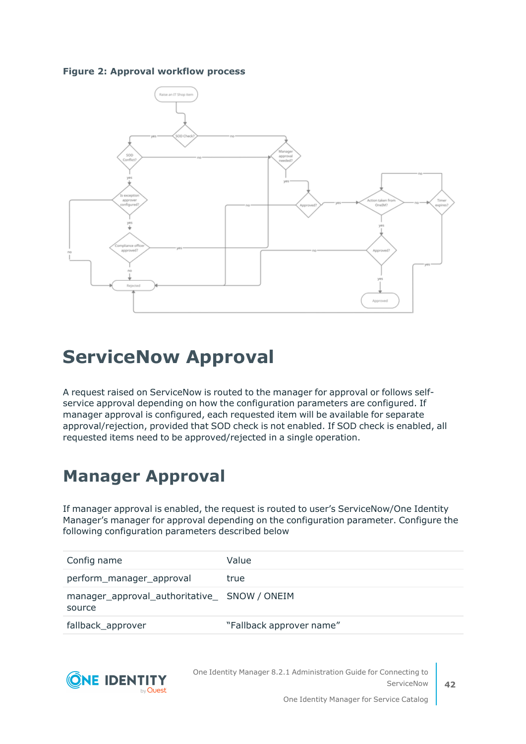**Figure 2: Approval workflow process**

# ServiceNow Approval

A request raised on ServiceNow is routed to the manager for approval or follows self-service approval depending on how the configuration parameters are configured. If manager approval is configured, each requested item will be available for separate approval/rejection, provided that SOD check is not enabled. If SOD check is enabled, all requested items need to be approved/rejected in a single operation.

# Manager Approval

If manager approval is enabled, the request is routed to user's ServiceNow/One Identity Manager's manager for approval depending on the configuration parameter. Configure the following configuration parameters described below

| Config name | Value |
| --- | --- |
| perform_manager_approval | true |
| manager_approval_authoritative_source | SNOW / ONEIM |
| fallback_approver | "Fallback approver name" |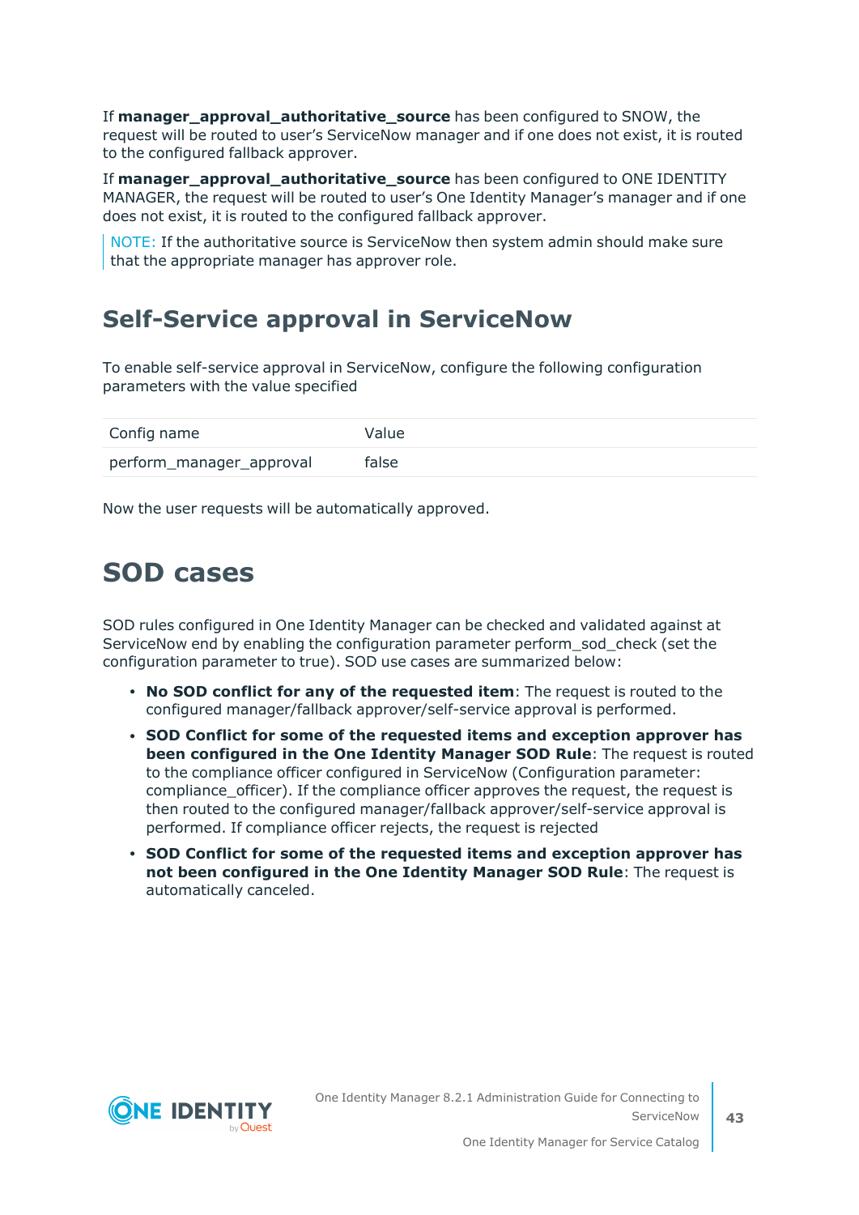If **manager_approval_authoritative_source** has been configured to SNOW, the request will be routed to user's ServiceNow manager and if one does not exist, it is routed to the configured fallback approver.

If **manager_approval_authoritative_source** has been configured to ONE IDENTITY MANAGER, the request will be routed to user's One Identity Manager's manager and if one does not exist, it is routed to the configured fallback approver.

> NOTE: If the authoritative source is ServiceNow then system admin should make sure that the appropriate manager has approver role.

## Self-Service approval in ServiceNow

To enable self-service approval in ServiceNow, configure the following configuration parameters with the value specified

| Config name | Value |
| --- | --- |
| perform_manager_approval | false |

Now the user requests will be automatically approved.

# SOD cases

SOD rules configured in One Identity Manager can be checked and validated against at ServiceNow end by enabling the configuration parameter perform_sod_check (set the configuration parameter to true). SOD use cases are summarized below:

- **No SOD conflict for any of the requested item**: The request is routed to the configured manager/fallback approver/self-service approval is performed.
- **SOD Conflict for some of the requested items and exception approver has been configured in the One Identity Manager SOD Rule**: The request is routed to the compliance officer configured in ServiceNow (Configuration parameter: compliance_officer). If the compliance officer approves the request, the request is then routed to the configured manager/fallback approver/self-service approval is performed. If compliance officer rejects, the request is rejected
- **SOD Conflict for some of the requested items and exception approver has not been configured in the One Identity Manager SOD Rule**: The request is automatically canceled.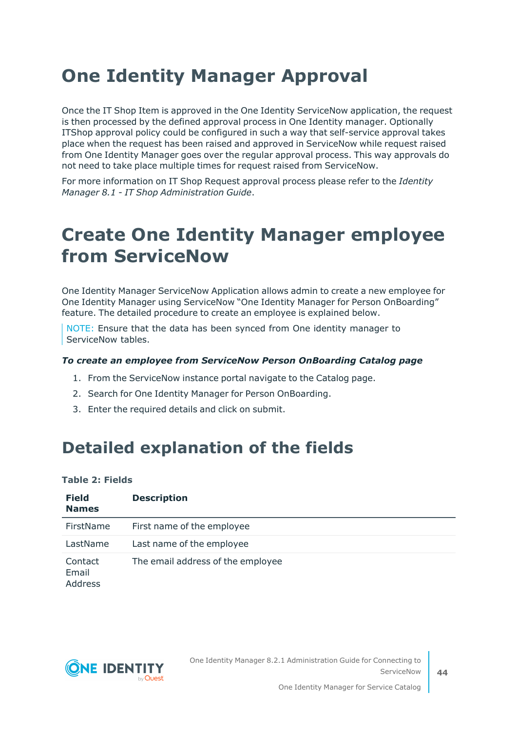# One Identity Manager Approval

Once the IT Shop Item is approved in the One Identity ServiceNow application, the request is then processed by the defined approval process in One Identity manager. Optionally ITShop approval policy could be configured in such a way that self-service approval takes place when the request has been raised and approved in ServiceNow while request raised from One Identity Manager goes over the regular approval process. This way approvals do not need to take place multiple times for request raised from ServiceNow.

For more information on IT Shop Request approval process please refer to the *Identity Manager 8.1 - IT Shop Administration Guide*.

# Create One Identity Manager employee from ServiceNow

One Identity Manager ServiceNow Application allows admin to create a new employee for One Identity Manager using ServiceNow "One Identity Manager for Person OnBoarding" feature. The detailed procedure to create an employee is explained below.

NOTE: Ensure that the data has been synced from One identity manager to ServiceNow tables.

***To create an employee from ServiceNow Person OnBoarding Catalog page***

1. From the ServiceNow instance portal navigate to the Catalog page.
2. Search for One Identity Manager for Person OnBoarding.
3. Enter the required details and click on submit.

## Detailed explanation of the fields

**Table 2: Fields**

| Field Names | Description |
|---|---|
| FirstName | First name of the employee |
| LastName | Last name of the employee |
| Contact Email Address | The email address of the employee |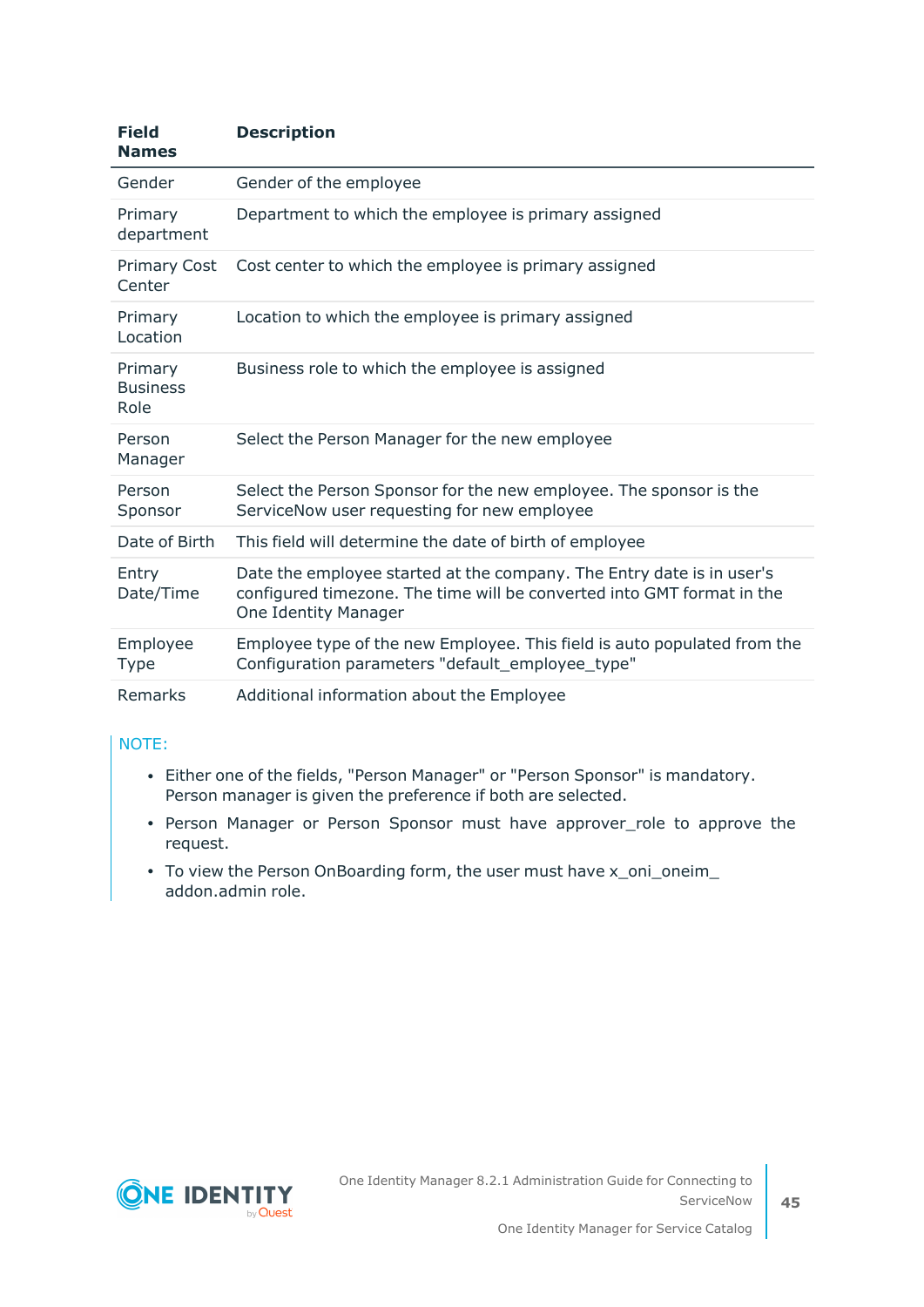| Field Names | Description |
|---|---|
| Gender | Gender of the employee |
| Primary department | Department to which the employee is primary assigned |
| Primary Cost Center | Cost center to which the employee is primary assigned |
| Primary Location | Location to which the employee is primary assigned |
| Primary Business Role | Business role to which the employee is assigned |
| Person Manager | Select the Person Manager for the new employee |
| Person Sponsor | Select the Person Sponsor for the new employee. The sponsor is the ServiceNow user requesting for new employee |
| Date of Birth | This field will determine the date of birth of employee |
| Entry Date/Time | Date the employee started at the company. The Entry date is in user's configured timezone. The time will be converted into GMT format in the One Identity Manager |
| Employee Type | Employee type of the new Employee. This field is auto populated from the Configuration parameters "default_employee_type" |
| Remarks | Additional information about the Employee |

NOTE:

- Either one of the fields, "Person Manager" or "Person Sponsor" is mandatory. Person manager is given the preference if both are selected.
- Person Manager or Person Sponsor must have approver_role to approve the request.
- To view the Person OnBoarding form, the user must have x_oni_oneim_ addon.admin role.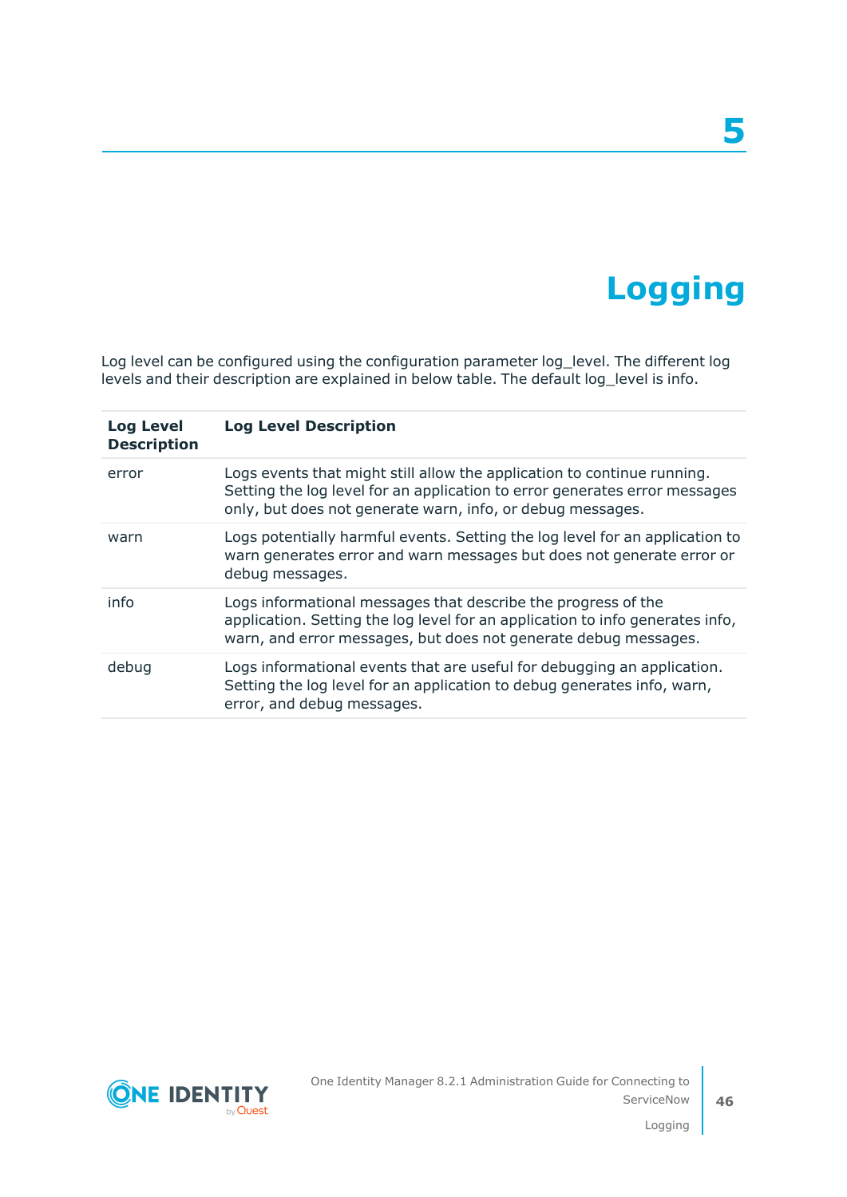# 5 Logging

Log level can be configured using the configuration parameter log_level. The different log levels and their description are explained in below table. The default log_level is info.

| Log Level Description | Log Level Description |
|---|---|
| error | Logs events that might still allow the application to continue running. Setting the log level for an application to error generates error messages only, but does not generate warn, info, or debug messages. |
| warn | Logs potentially harmful events. Setting the log level for an application to warn generates error and warn messages but does not generate error or debug messages. |
| info | Logs informational messages that describe the progress of the application. Setting the log level for an application to info generates info, warn, and error messages, but does not generate debug messages. |
| debug | Logs informational events that are useful for debugging an application. Setting the log level for an application to debug generates info, warn, error, and debug messages. |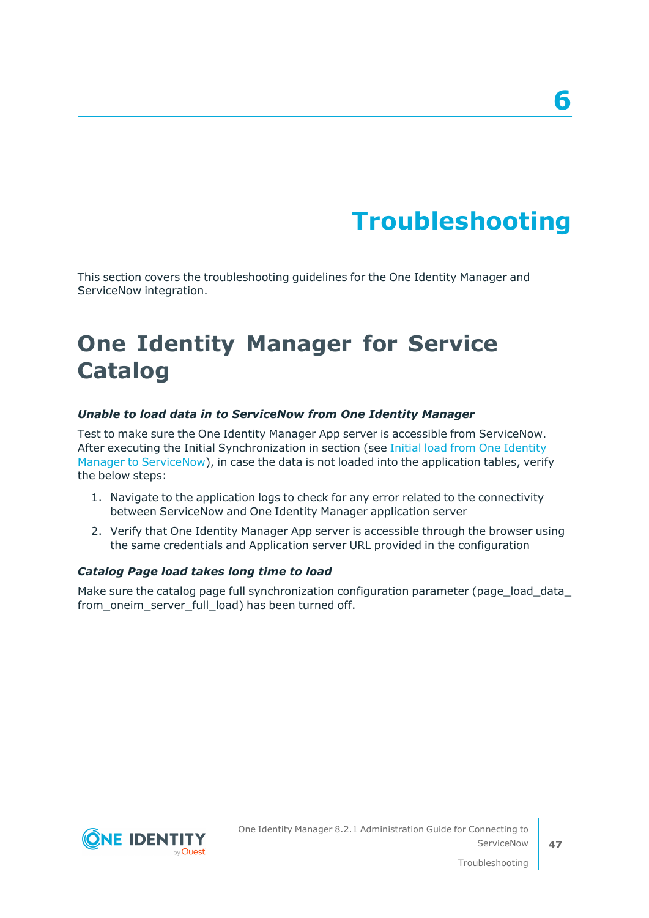# 6 Troubleshooting

This section covers the troubleshooting guidelines for the One Identity Manager and ServiceNow integration.

## One Identity Manager for Service Catalog

### *Unable to load data in to ServiceNow from One Identity Manager*

Test to make sure the One Identity Manager App server is accessible from ServiceNow. After executing the Initial Synchronization in section (see Initial load from One Identity Manager to ServiceNow), in case the data is not loaded into the application tables, verify the below steps:

1. Navigate to the application logs to check for any error related to the connectivity between ServiceNow and One Identity Manager application server
2. Verify that One Identity Manager App server is accessible through the browser using the same credentials and Application server URL provided in the configuration

### *Catalog Page load takes long time to load*

Make sure the catalog page full synchronization configuration parameter (page_load_data_from_oneim_server_full_load) has been turned off.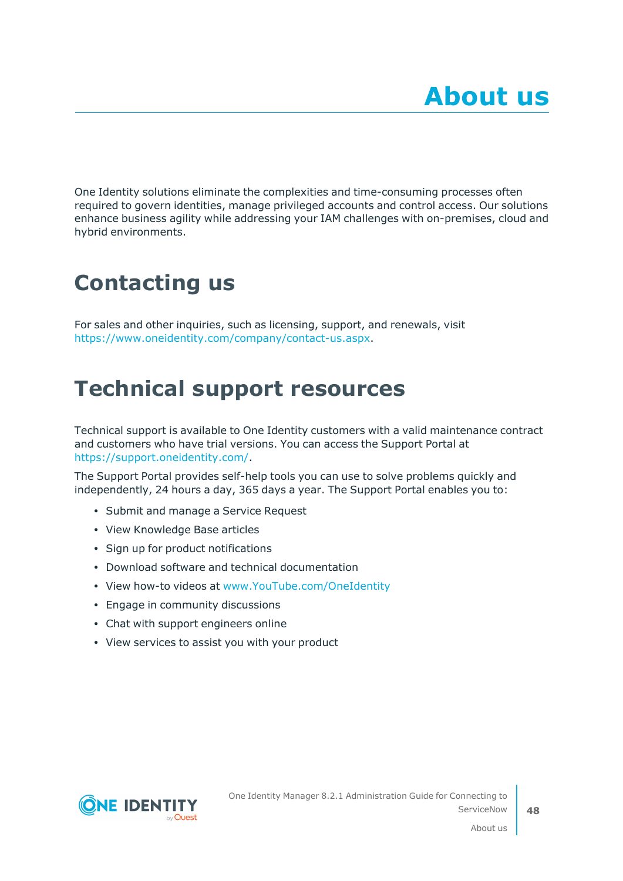# About us

One Identity solutions eliminate the complexities and time-consuming processes often required to govern identities, manage privileged accounts and control access. Our solutions enhance business agility while addressing your IAM challenges with on-premises, cloud and hybrid environments.

## Contacting us

For sales and other inquiries, such as licensing, support, and renewals, visit https://www.oneidentity.com/company/contact-us.aspx.

## Technical support resources

Technical support is available to One Identity customers with a valid maintenance contract and customers who have trial versions. You can access the Support Portal at https://support.oneidentity.com/.

The Support Portal provides self-help tools you can use to solve problems quickly and independently, 24 hours a day, 365 days a year. The Support Portal enables you to:

- Submit and manage a Service Request
- View Knowledge Base articles
- Sign up for product notifications
- Download software and technical documentation
- View how-to videos at www.YouTube.com/OneIdentity
- Engage in community discussions
- Chat with support engineers online
- View services to assist you with your product